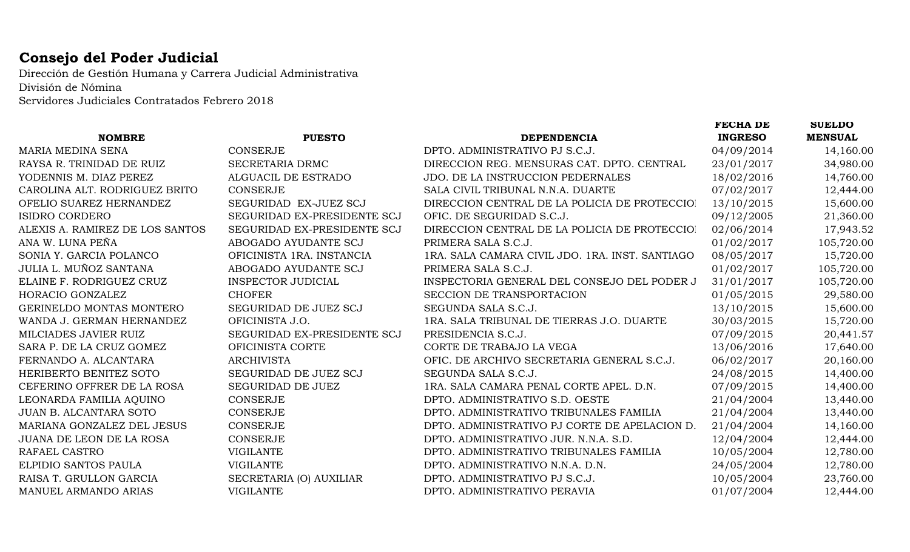## Consejo del Poder Judicial

Dirección de Gestión Humana y Carrera Judicial Administrativa
División de Nómina
Servidores Judiciales Contratados Febrero 2018

| NOMBRE | PUESTO | DEPENDENCIA | FECHA DE INGRESO | SUELDO MENSUAL |
|---|---|---|---|---|
| MARIA MEDINA SENA | CONSERJE | DPTO. ADMINISTRATIVO PJ S.C.J. | 04/09/2014 | 14,160.00 |
| RAYSA R. TRINIDAD DE RUIZ | SECRETARIA DRMC | DIRECCION REG. MENSURAS CAT. DPTO. CENTRAL | 23/01/2017 | 34,980.00 |
| YODENNIS M. DIAZ PEREZ | ALGUACIL DE ESTRADO | JDO. DE LA INSTRUCCION PEDERNALES | 18/02/2016 | 14,760.00 |
| CAROLINA ALT. RODRIGUEZ BRITO | CONSERJE | SALA CIVIL TRIBUNAL N.N.A. DUARTE | 07/02/2017 | 12,444.00 |
| OFELIO SUAREZ HERNANDEZ | SEGURIDAD EX-JUEZ SCJ | DIRECCION CENTRAL DE LA POLICIA DE PROTECCIO | 13/10/2015 | 15,600.00 |
| ISIDRO CORDERO | SEGURIDAD EX-PRESIDENTE SCJ | OFIC. DE SEGURIDAD S.C.J. | 09/12/2005 | 21,360.00 |
| ALEXIS A. RAMIREZ DE LOS SANTOS | SEGURIDAD EX-PRESIDENTE SCJ | DIRECCION CENTRAL DE LA POLICIA DE PROTECCIO | 02/06/2014 | 17,943.52 |
| ANA W. LUNA PEÑA | ABOGADO AYUDANTE SCJ | PRIMERA SALA S.C.J. | 01/02/2017 | 105,720.00 |
| SONIA Y. GARCIA POLANCO | OFICINISTA 1RA. INSTANCIA | 1RA. SALA CAMARA CIVIL JDO. 1RA. INST. SANTIAGO | 08/05/2017 | 15,720.00 |
| JULIA L. MUÑOZ SANTANA | ABOGADO AYUDANTE SCJ | PRIMERA SALA S.C.J. | 01/02/2017 | 105,720.00 |
| ELAINE F. RODRIGUEZ CRUZ | INSPECTOR JUDICIAL | INSPECTORIA GENERAL DEL CONSEJO DEL PODER J | 31/01/2017 | 105,720.00 |
| HORACIO GONZALEZ | CHOFER | SECCION DE TRANSPORTACION | 01/05/2015 | 29,580.00 |
| GERINELDO MONTAS MONTERO | SEGURIDAD DE JUEZ SCJ | SEGUNDA SALA S.C.J. | 13/10/2015 | 15,600.00 |
| WANDA J. GERMAN HERNANDEZ | OFICINISTA J.O. | 1RA. SALA TRIBUNAL DE TIERRAS J.O. DUARTE | 30/03/2015 | 15,720.00 |
| MILCIADES JAVIER RUIZ | SEGURIDAD EX-PRESIDENTE SCJ | PRESIDENCIA S.C.J. | 07/09/2015 | 20,441.57 |
| SARA P. DE LA CRUZ GOMEZ | OFICINISTA CORTE | CORTE DE TRABAJO LA VEGA | 13/06/2016 | 17,640.00 |
| FERNANDO A. ALCANTARA | ARCHIVISTA | OFIC. DE ARCHIVO SECRETARIA GENERAL S.C.J. | 06/02/2017 | 20,160.00 |
| HERIBERTO BENITEZ SOTO | SEGURIDAD DE JUEZ SCJ | SEGUNDA SALA S.C.J. | 24/08/2015 | 14,400.00 |
| CEFERINO OFFRER DE LA ROSA | SEGURIDAD DE JUEZ | 1RA. SALA CAMARA PENAL CORTE APEL. D.N. | 07/09/2015 | 14,400.00 |
| LEONARDA FAMILIA AQUINO | CONSERJE | DPTO. ADMINISTRATIVO S.D. OESTE | 21/04/2004 | 13,440.00 |
| JUAN B. ALCANTARA SOTO | CONSERJE | DPTO. ADMINISTRATIVO TRIBUNALES FAMILIA | 21/04/2004 | 13,440.00 |
| MARIANA GONZALEZ DEL JESUS | CONSERJE | DPTO. ADMINISTRATIVO PJ CORTE DE APELACION D. | 21/04/2004 | 14,160.00 |
| JUANA DE LEON DE LA ROSA | CONSERJE | DPTO. ADMINISTRATIVO JUR. N.N.A. S.D. | 12/04/2004 | 12,444.00 |
| RAFAEL CASTRO | VIGILANTE | DPTO. ADMINISTRATIVO TRIBUNALES FAMILIA | 10/05/2004 | 12,780.00 |
| ELPIDIO SANTOS PAULA | VIGILANTE | DPTO. ADMINISTRATIVO N.N.A. D.N. | 24/05/2004 | 12,780.00 |
| RAISA T. GRULLON GARCIA | SECRETARIA (O) AUXILIAR | DPTO. ADMINISTRATIVO PJ S.C.J. | 10/05/2004 | 23,760.00 |
| MANUEL ARMANDO ARIAS | VIGILANTE | DPTO. ADMINISTRATIVO PERAVIA | 01/07/2004 | 12,444.00 |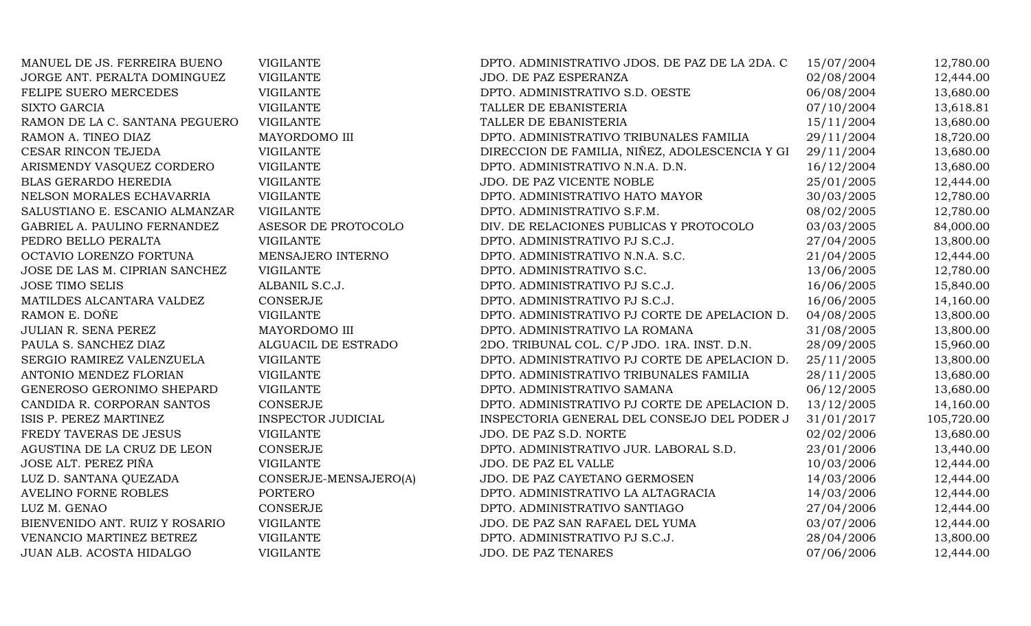| | | | | |
|---|---|---|---|---|
| MANUEL DE JS. FERREIRA BUENO | VIGILANTE | DPTO. ADMINISTRATIVO JDOS. DE PAZ DE LA 2DA. C | 15/07/2004 | 12,780.00 |
| JORGE ANT. PERALTA DOMINGUEZ | VIGILANTE | JDO. DE PAZ ESPERANZA | 02/08/2004 | 12,444.00 |
| FELIPE SUERO MERCEDES | VIGILANTE | DPTO. ADMINISTRATIVO S.D. OESTE | 06/08/2004 | 13,680.00 |
| SIXTO GARCIA | VIGILANTE | TALLER DE EBANISTERIA | 07/10/2004 | 13,618.81 |
| RAMON DE LA C. SANTANA PEGUERO | VIGILANTE | TALLER DE EBANISTERIA | 15/11/2004 | 13,680.00 |
| RAMON A. TINEO DIAZ | MAYORDOMO III | DPTO. ADMINISTRATIVO TRIBUNALES FAMILIA | 29/11/2004 | 18,720.00 |
| CESAR RINCON TEJEDA | VIGILANTE | DIRECCION DE FAMILIA, NIÑEZ, ADOLESCENCIA Y GI | 29/11/2004 | 13,680.00 |
| ARISMENDY VASQUEZ CORDERO | VIGILANTE | DPTO. ADMINISTRATIVO N.N.A. D.N. | 16/12/2004 | 13,680.00 |
| BLAS GERARDO HEREDIA | VIGILANTE | JDO. DE PAZ VICENTE NOBLE | 25/01/2005 | 12,444.00 |
| NELSON MORALES ECHAVARRIA | VIGILANTE | DPTO. ADMINISTRATIVO HATO MAYOR | 30/03/2005 | 12,780.00 |
| SALUSTIANO E. ESCANIO ALMANZAR | VIGILANTE | DPTO. ADMINISTRATIVO S.F.M. | 08/02/2005 | 12,780.00 |
| GABRIEL A. PAULINO FERNANDEZ | ASESOR DE PROTOCOLO | DIV. DE RELACIONES PUBLICAS Y PROTOCOLO | 03/03/2005 | 84,000.00 |
| PEDRO BELLO PERALTA | VIGILANTE | DPTO. ADMINISTRATIVO PJ S.C.J. | 27/04/2005 | 13,800.00 |
| OCTAVIO LORENZO FORTUNA | MENSAJERO INTERNO | DPTO. ADMINISTRATIVO N.N.A. S.C. | 21/04/2005 | 12,444.00 |
| JOSE DE LAS M. CIPRIAN SANCHEZ | VIGILANTE | DPTO. ADMINISTRATIVO S.C. | 13/06/2005 | 12,780.00 |
| JOSE TIMO SELIS | ALBANIL S.C.J. | DPTO. ADMINISTRATIVO PJ S.C.J. | 16/06/2005 | 15,840.00 |
| MATILDES ALCANTARA VALDEZ | CONSERJE | DPTO. ADMINISTRATIVO PJ S.C.J. | 16/06/2005 | 14,160.00 |
| RAMON E. DOÑE | VIGILANTE | DPTO. ADMINISTRATIVO PJ CORTE DE APELACION D. | 04/08/2005 | 13,800.00 |
| JULIAN R. SENA PEREZ | MAYORDOMO III | DPTO. ADMINISTRATIVO LA ROMANA | 31/08/2005 | 13,800.00 |
| PAULA S. SANCHEZ DIAZ | ALGUACIL DE ESTRADO | 2DO. TRIBUNAL COL. C/P JDO. 1RA. INST. D.N. | 28/09/2005 | 15,960.00 |
| SERGIO RAMIREZ VALENZUELA | VIGILANTE | DPTO. ADMINISTRATIVO PJ CORTE DE APELACION D. | 25/11/2005 | 13,800.00 |
| ANTONIO MENDEZ FLORIAN | VIGILANTE | DPTO. ADMINISTRATIVO TRIBUNALES FAMILIA | 28/11/2005 | 13,680.00 |
| GENEROSO GERONIMO SHEPARD | VIGILANTE | DPTO. ADMINISTRATIVO SAMANA | 06/12/2005 | 13,680.00 |
| CANDIDA R. CORPORAN SANTOS | CONSERJE | DPTO. ADMINISTRATIVO PJ CORTE DE APELACION D. | 13/12/2005 | 14,160.00 |
| ISIS P. PEREZ MARTINEZ | INSPECTOR JUDICIAL | INSPECTORIA GENERAL DEL CONSEJO DEL PODER J | 31/01/2017 | 105,720.00 |
| FREDY TAVERAS DE JESUS | VIGILANTE | JDO. DE PAZ S.D. NORTE | 02/02/2006 | 13,680.00 |
| AGUSTINA DE LA CRUZ DE LEON | CONSERJE | DPTO. ADMINISTRATIVO JUR. LABORAL S.D. | 23/01/2006 | 13,440.00 |
| JOSE ALT. PEREZ PIÑA | VIGILANTE | JDO. DE PAZ EL VALLE | 10/03/2006 | 12,444.00 |
| LUZ D. SANTANA QUEZADA | CONSERJE-MENSAJERO(A) | JDO. DE PAZ CAYETANO GERMOSEN | 14/03/2006 | 12,444.00 |
| AVELINO FORNE ROBLES | PORTERO | DPTO. ADMINISTRATIVO LA ALTAGRACIA | 14/03/2006 | 12,444.00 |
| LUZ M. GENAO | CONSERJE | DPTO. ADMINISTRATIVO SANTIAGO | 27/04/2006 | 12,444.00 |
| BIENVENIDO ANT. RUIZ Y ROSARIO | VIGILANTE | JDO. DE PAZ SAN RAFAEL DEL YUMA | 03/07/2006 | 12,444.00 |
| VENANCIO MARTINEZ BETREZ | VIGILANTE | DPTO. ADMINISTRATIVO PJ S.C.J. | 28/04/2006 | 13,800.00 |
| JUAN ALB. ACOSTA HIDALGO | VIGILANTE | JDO. DE PAZ TENARES | 07/06/2006 | 12,444.00 |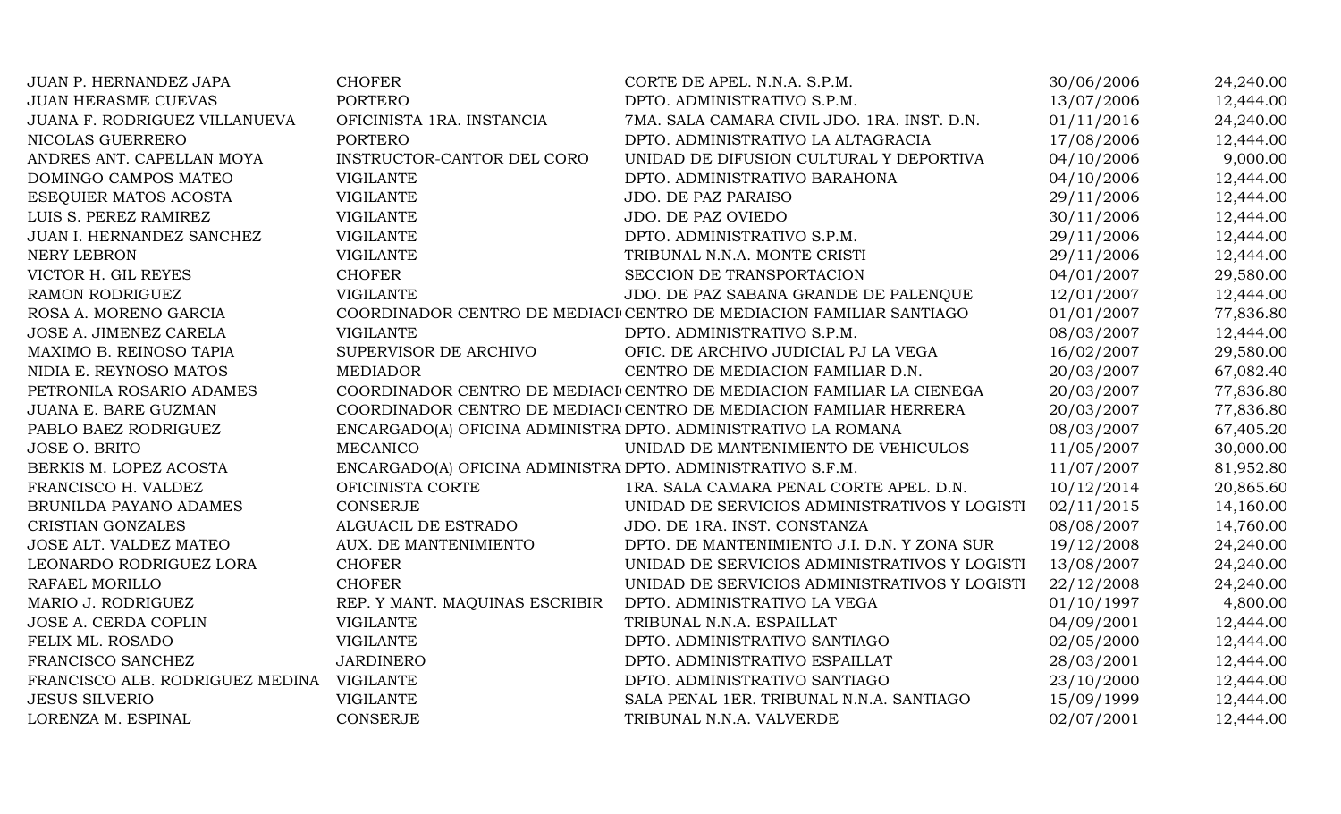| | | | | |
|---|---|---|---|---|
| JUAN P. HERNANDEZ JAPA | CHOFER | CORTE DE APEL. N.N.A. S.P.M. | 30/06/2006 | 24,240.00 |
| JUAN HERASME CUEVAS | PORTERO | DPTO. ADMINISTRATIVO S.P.M. | 13/07/2006 | 12,444.00 |
| JUANA F. RODRIGUEZ VILLANUEVA | OFICINISTA 1RA. INSTANCIA | 7MA. SALA CAMARA CIVIL JDO. 1RA. INST. D.N. | 01/11/2016 | 24,240.00 |
| NICOLAS GUERRERO | PORTERO | DPTO. ADMINISTRATIVO LA ALTAGRACIA | 17/08/2006 | 12,444.00 |
| ANDRES ANT. CAPELLAN MOYA | INSTRUCTOR-CANTOR DEL CORO | UNIDAD DE DIFUSION CULTURAL Y DEPORTIVA | 04/10/2006 | 9,000.00 |
| DOMINGO CAMPOS MATEO | VIGILANTE | DPTO. ADMINISTRATIVO BARAHONA | 04/10/2006 | 12,444.00 |
| ESEQUIER MATOS ACOSTA | VIGILANTE | JDO. DE PAZ PARAISO | 29/11/2006 | 12,444.00 |
| LUIS S. PEREZ RAMIREZ | VIGILANTE | JDO. DE PAZ OVIEDO | 30/11/2006 | 12,444.00 |
| JUAN I. HERNANDEZ SANCHEZ | VIGILANTE | DPTO. ADMINISTRATIVO S.P.M. | 29/11/2006 | 12,444.00 |
| NERY LEBRON | VIGILANTE | TRIBUNAL N.N.A. MONTE CRISTI | 29/11/2006 | 12,444.00 |
| VICTOR H. GIL REYES | CHOFER | SECCION DE TRANSPORTACION | 04/01/2007 | 29,580.00 |
| RAMON RODRIGUEZ | VIGILANTE | JDO. DE PAZ SABANA GRANDE DE PALENQUE | 12/01/2007 | 12,444.00 |
| ROSA A. MORENO GARCIA | COORDINADOR CENTRO DE MEDIACI | CENTRO DE MEDIACION FAMILIAR SANTIAGO | 01/01/2007 | 77,836.80 |
| JOSE A. JIMENEZ CARELA | VIGILANTE | DPTO. ADMINISTRATIVO S.P.M. | 08/03/2007 | 12,444.00 |
| MAXIMO B. REINOSO TAPIA | SUPERVISOR DE ARCHIVO | OFIC. DE ARCHIVO JUDICIAL PJ LA VEGA | 16/02/2007 | 29,580.00 |
| NIDIA E. REYNOSO MATOS | MEDIADOR | CENTRO DE MEDIACION FAMILIAR D.N. | 20/03/2007 | 67,082.40 |
| PETRONILA ROSARIO ADAMES | COORDINADOR CENTRO DE MEDIACI | CENTRO DE MEDIACION FAMILIAR LA CIENEGA | 20/03/2007 | 77,836.80 |
| JUANA E. BARE GUZMAN | COORDINADOR CENTRO DE MEDIACI | CENTRO DE MEDIACION FAMILIAR HERRERA | 20/03/2007 | 77,836.80 |
| PABLO BAEZ RODRIGUEZ | ENCARGADO(A) OFICINA ADMINISTRA | DPTO. ADMINISTRATIVO LA ROMANA | 08/03/2007 | 67,405.20 |
| JOSE O. BRITO | MECANICO | UNIDAD DE MANTENIMIENTO DE VEHICULOS | 11/05/2007 | 30,000.00 |
| BERKIS M. LOPEZ ACOSTA | ENCARGADO(A) OFICINA ADMINISTRA | DPTO. ADMINISTRATIVO S.F.M. | 11/07/2007 | 81,952.80 |
| FRANCISCO H. VALDEZ | OFICINISTA CORTE | 1RA. SALA CAMARA PENAL CORTE APEL. D.N. | 10/12/2014 | 20,865.60 |
| BRUNILDA PAYANO ADAMES | CONSERJE | UNIDAD DE SERVICIOS ADMINISTRATIVOS Y LOGISTI | 02/11/2015 | 14,160.00 |
| CRISTIAN GONZALES | ALGUACIL DE ESTRADO | JDO. DE 1RA. INST. CONSTANZA | 08/08/2007 | 14,760.00 |
| JOSE ALT. VALDEZ MATEO | AUX. DE MANTENIMIENTO | DPTO. DE MANTENIMIENTO J.I. D.N. Y ZONA SUR | 19/12/2008 | 24,240.00 |
| LEONARDO RODRIGUEZ LORA | CHOFER | UNIDAD DE SERVICIOS ADMINISTRATIVOS Y LOGISTI | 13/08/2007 | 24,240.00 |
| RAFAEL MORILLO | CHOFER | UNIDAD DE SERVICIOS ADMINISTRATIVOS Y LOGISTI | 22/12/2008 | 24,240.00 |
| MARIO J. RODRIGUEZ | REP. Y MANT. MAQUINAS ESCRIBIR | DPTO. ADMINISTRATIVO LA VEGA | 01/10/1997 | 4,800.00 |
| JOSE A. CERDA COPLIN | VIGILANTE | TRIBUNAL N.N.A. ESPAILLAT | 04/09/2001 | 12,444.00 |
| FELIX ML. ROSADO | VIGILANTE | DPTO. ADMINISTRATIVO SANTIAGO | 02/05/2000 | 12,444.00 |
| FRANCISCO SANCHEZ | JARDINERO | DPTO. ADMINISTRATIVO ESPAILLAT | 28/03/2001 | 12,444.00 |
| FRANCISCO ALB. RODRIGUEZ MEDINA | VIGILANTE | DPTO. ADMINISTRATIVO SANTIAGO | 23/10/2000 | 12,444.00 |
| JESUS SILVERIO | VIGILANTE | SALA PENAL 1ER. TRIBUNAL N.N.A. SANTIAGO | 15/09/1999 | 12,444.00 |
| LORENZA M. ESPINAL | CONSERJE | TRIBUNAL N.N.A. VALVERDE | 02/07/2001 | 12,444.00 |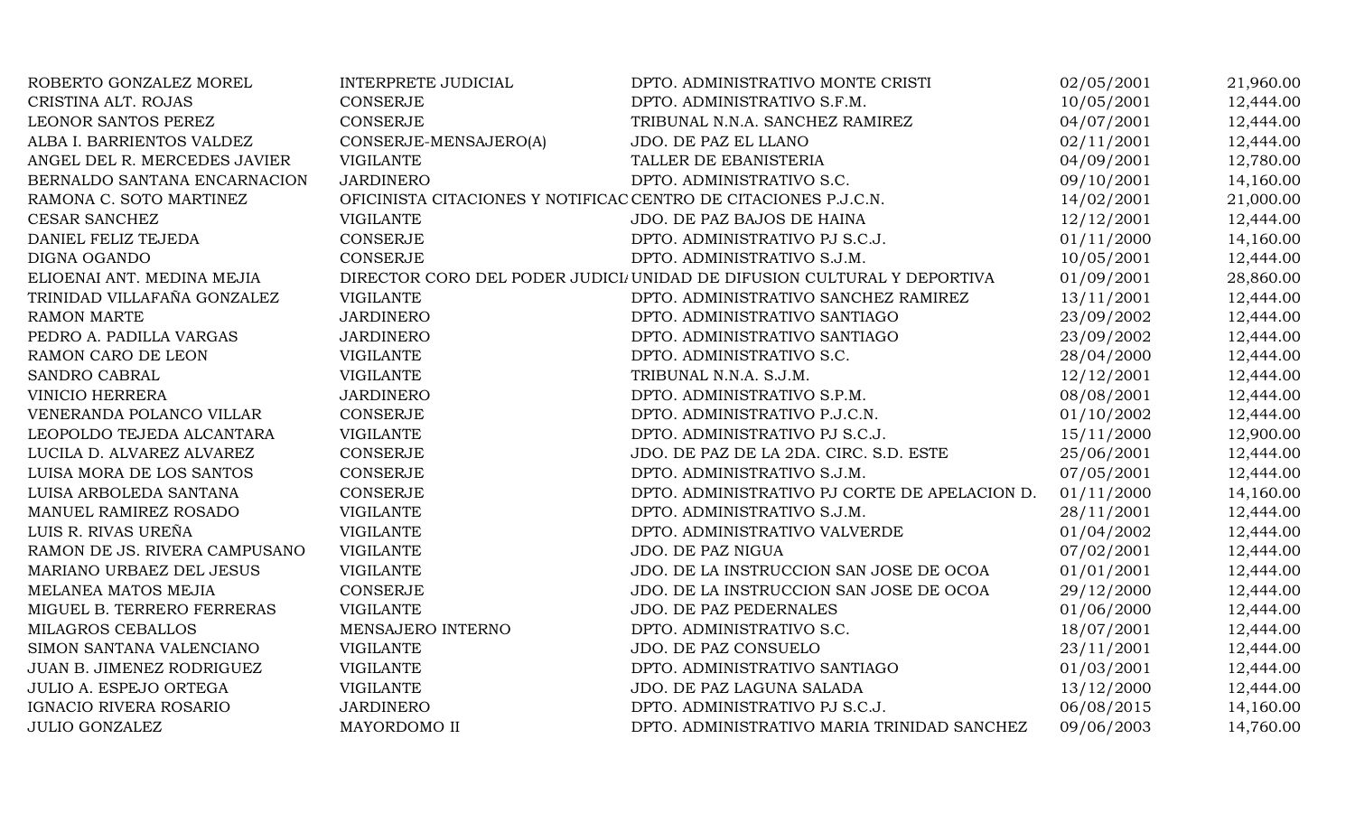| | | | | |
|---|---|---|---|---|
| ROBERTO GONZALEZ MOREL | INTERPRETE JUDICIAL | DPTO. ADMINISTRATIVO MONTE CRISTI | 02/05/2001 | 21,960.00 |
| CRISTINA ALT. ROJAS | CONSERJE | DPTO. ADMINISTRATIVO S.F.M. | 10/05/2001 | 12,444.00 |
| LEONOR SANTOS PEREZ | CONSERJE | TRIBUNAL N.N.A. SANCHEZ RAMIREZ | 04/07/2001 | 12,444.00 |
| ALBA I. BARRIENTOS VALDEZ | CONSERJE-MENSAJERO(A) | JDO. DE PAZ EL LLANO | 02/11/2001 | 12,444.00 |
| ANGEL DEL R. MERCEDES JAVIER | VIGILANTE | TALLER DE EBANISTERIA | 04/09/2001 | 12,780.00 |
| BERNALDO SANTANA ENCARNACION | JARDINERO | DPTO. ADMINISTRATIVO S.C. | 09/10/2001 | 14,160.00 |
| RAMONA C. SOTO MARTINEZ | OFICINISTA CITACIONES Y NOTIFICAC | CENTRO DE CITACIONES P.J.C.N. | 14/02/2001 | 21,000.00 |
| CESAR SANCHEZ | VIGILANTE | JDO. DE PAZ BAJOS DE HAINA | 12/12/2001 | 12,444.00 |
| DANIEL FELIZ TEJEDA | CONSERJE | DPTO. ADMINISTRATIVO PJ S.C.J. | 01/11/2000 | 14,160.00 |
| DIGNA OGANDO | CONSERJE | DPTO. ADMINISTRATIVO S.J.M. | 10/05/2001 | 12,444.00 |
| ELIOENAI ANT. MEDINA MEJIA | DIRECTOR CORO DEL PODER JUDICI | UNIDAD DE DIFUSION CULTURAL Y DEPORTIVA | 01/09/2001 | 28,860.00 |
| TRINIDAD VILLAFAÑA GONZALEZ | VIGILANTE | DPTO. ADMINISTRATIVO SANCHEZ RAMIREZ | 13/11/2001 | 12,444.00 |
| RAMON MARTE | JARDINERO | DPTO. ADMINISTRATIVO SANTIAGO | 23/09/2002 | 12,444.00 |
| PEDRO A. PADILLA VARGAS | JARDINERO | DPTO. ADMINISTRATIVO SANTIAGO | 23/09/2002 | 12,444.00 |
| RAMON CARO DE LEON | VIGILANTE | DPTO. ADMINISTRATIVO S.C. | 28/04/2000 | 12,444.00 |
| SANDRO CABRAL | VIGILANTE | TRIBUNAL N.N.A. S.J.M. | 12/12/2001 | 12,444.00 |
| VINICIO HERRERA | JARDINERO | DPTO. ADMINISTRATIVO S.P.M. | 08/08/2001 | 12,444.00 |
| VENERANDA POLANCO VILLAR | CONSERJE | DPTO. ADMINISTRATIVO P.J.C.N. | 01/10/2002 | 12,444.00 |
| LEOPOLDO TEJEDA ALCANTARA | VIGILANTE | DPTO. ADMINISTRATIVO PJ S.C.J. | 15/11/2000 | 12,900.00 |
| LUCILA D. ALVAREZ ALVAREZ | CONSERJE | JDO. DE PAZ DE LA 2DA. CIRC. S.D. ESTE | 25/06/2001 | 12,444.00 |
| LUISA MORA DE LOS SANTOS | CONSERJE | DPTO. ADMINISTRATIVO S.J.M. | 07/05/2001 | 12,444.00 |
| LUISA ARBOLEDA SANTANA | CONSERJE | DPTO. ADMINISTRATIVO PJ CORTE DE APELACION D. | 01/11/2000 | 14,160.00 |
| MANUEL RAMIREZ ROSADO | VIGILANTE | DPTO. ADMINISTRATIVO S.J.M. | 28/11/2001 | 12,444.00 |
| LUIS R. RIVAS UREÑA | VIGILANTE | DPTO. ADMINISTRATIVO VALVERDE | 01/04/2002 | 12,444.00 |
| RAMON DE JS. RIVERA CAMPUSANO | VIGILANTE | JDO. DE PAZ NIGUA | 07/02/2001 | 12,444.00 |
| MARIANO URBAEZ DEL JESUS | VIGILANTE | JDO. DE LA INSTRUCCION SAN JOSE DE OCOA | 01/01/2001 | 12,444.00 |
| MELANEA MATOS MEJIA | CONSERJE | JDO. DE LA INSTRUCCION SAN JOSE DE OCOA | 29/12/2000 | 12,444.00 |
| MIGUEL B. TERRERO FERRERAS | VIGILANTE | JDO. DE PAZ PEDERNALES | 01/06/2000 | 12,444.00 |
| MILAGROS CEBALLOS | MENSAJERO INTERNO | DPTO. ADMINISTRATIVO S.C. | 18/07/2001 | 12,444.00 |
| SIMON SANTANA VALENCIANO | VIGILANTE | JDO. DE PAZ CONSUELO | 23/11/2001 | 12,444.00 |
| JUAN B. JIMENEZ RODRIGUEZ | VIGILANTE | DPTO. ADMINISTRATIVO SANTIAGO | 01/03/2001 | 12,444.00 |
| JULIO A. ESPEJO ORTEGA | VIGILANTE | JDO. DE PAZ LAGUNA SALADA | 13/12/2000 | 12,444.00 |
| IGNACIO RIVERA ROSARIO | JARDINERO | DPTO. ADMINISTRATIVO PJ S.C.J. | 06/08/2015 | 14,160.00 |
| JULIO GONZALEZ | MAYORDOMO II | DPTO. ADMINISTRATIVO MARIA TRINIDAD SANCHEZ | 09/06/2003 | 14,760.00 |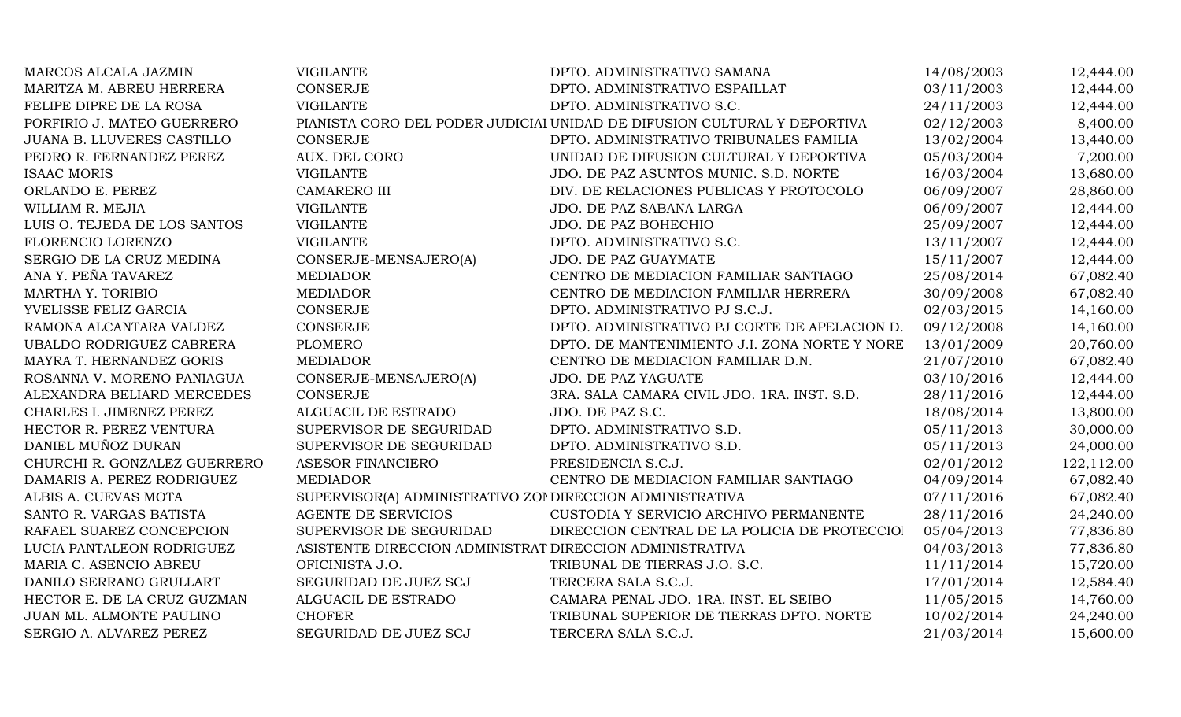| | | | | |
|---|---|---|---|---|
| MARCOS ALCALA JAZMIN | VIGILANTE | DPTO. ADMINISTRATIVO SAMANA | 14/08/2003 | 12,444.00 |
| MARITZA M. ABREU HERRERA | CONSERJE | DPTO. ADMINISTRATIVO ESPAILLAT | 03/11/2003 | 12,444.00 |
| FELIPE DIPRE DE LA ROSA | VIGILANTE | DPTO. ADMINISTRATIVO S.C. | 24/11/2003 | 12,444.00 |
| PORFIRIO J. MATEO GUERRERO | PIANISTA CORO DEL PODER JUDICIAL | UNIDAD DE DIFUSION CULTURAL Y DEPORTIVA | 02/12/2003 | 8,400.00 |
| JUANA B. LLUVERES CASTILLO | CONSERJE | DPTO. ADMINISTRATIVO TRIBUNALES FAMILIA | 13/02/2004 | 13,440.00 |
| PEDRO R. FERNANDEZ PEREZ | AUX. DEL CORO | UNIDAD DE DIFUSION CULTURAL Y DEPORTIVA | 05/03/2004 | 7,200.00 |
| ISAAC MORIS | VIGILANTE | JDO. DE PAZ ASUNTOS MUNIC. S.D. NORTE | 16/03/2004 | 13,680.00 |
| ORLANDO E. PEREZ | CAMARERO III | DIV. DE RELACIONES PUBLICAS Y PROTOCOLO | 06/09/2007 | 28,860.00 |
| WILLIAM R. MEJIA | VIGILANTE | JDO. DE PAZ SABANA LARGA | 06/09/2007 | 12,444.00 |
| LUIS O. TEJEDA DE LOS SANTOS | VIGILANTE | JDO. DE PAZ BOHECHIO | 25/09/2007 | 12,444.00 |
| FLORENCIO LORENZO | VIGILANTE | DPTO. ADMINISTRATIVO S.C. | 13/11/2007 | 12,444.00 |
| SERGIO DE LA CRUZ MEDINA | CONSERJE-MENSAJERO(A) | JDO. DE PAZ GUAYMATE | 15/11/2007 | 12,444.00 |
| ANA Y. PEÑA TAVAREZ | MEDIADOR | CENTRO DE MEDIACION FAMILIAR SANTIAGO | 25/08/2014 | 67,082.40 |
| MARTHA Y. TORIBIO | MEDIADOR | CENTRO DE MEDIACION FAMILIAR HERRERA | 30/09/2008 | 67,082.40 |
| YVELISSE FELIZ GARCIA | CONSERJE | DPTO. ADMINISTRATIVO PJ S.C.J. | 02/03/2015 | 14,160.00 |
| RAMONA ALCANTARA VALDEZ | CONSERJE | DPTO. ADMINISTRATIVO PJ CORTE DE APELACION D. | 09/12/2008 | 14,160.00 |
| UBALDO RODRIGUEZ CABRERA | PLOMERO | DPTO. DE MANTENIMIENTO J.I. ZONA NORTE Y NORE | 13/01/2009 | 20,760.00 |
| MAYRA T. HERNANDEZ GORIS | MEDIADOR | CENTRO DE MEDIACION FAMILIAR D.N. | 21/07/2010 | 67,082.40 |
| ROSANNA V. MORENO PANIAGUA | CONSERJE-MENSAJERO(A) | JDO. DE PAZ YAGUATE | 03/10/2016 | 12,444.00 |
| ALEXANDRA BELIARD MERCEDES | CONSERJE | 3RA. SALA CAMARA CIVIL JDO. 1RA. INST. S.D. | 28/11/2016 | 12,444.00 |
| CHARLES I. JIMENEZ PEREZ | ALGUACIL DE ESTRADO | JDO. DE PAZ S.C. | 18/08/2014 | 13,800.00 |
| HECTOR R. PEREZ VENTURA | SUPERVISOR DE SEGURIDAD | DPTO. ADMINISTRATIVO S.D. | 05/11/2013 | 30,000.00 |
| DANIEL MUÑOZ DURAN | SUPERVISOR DE SEGURIDAD | DPTO. ADMINISTRATIVO S.D. | 05/11/2013 | 24,000.00 |
| CHURCHI R. GONZALEZ GUERRERO | ASESOR FINANCIERO | PRESIDENCIA S.C.J. | 02/01/2012 | 122,112.00 |
| DAMARIS A. PEREZ RODRIGUEZ | MEDIADOR | CENTRO DE MEDIACION FAMILIAR SANTIAGO | 04/09/2014 | 67,082.40 |
| ALBIS A. CUEVAS MOTA | SUPERVISOR(A) ADMINISTRATIVO ZON | DIRECCION ADMINISTRATIVA | 07/11/2016 | 67,082.40 |
| SANTO R. VARGAS BATISTA | AGENTE DE SERVICIOS | CUSTODIA Y SERVICIO ARCHIVO PERMANENTE | 28/11/2016 | 24,240.00 |
| RAFAEL SUAREZ CONCEPCION | SUPERVISOR DE SEGURIDAD | DIRECCION CENTRAL DE LA POLICIA DE PROTECCIO | 05/04/2013 | 77,836.80 |
| LUCIA PANTALEON RODRIGUEZ | ASISTENTE DIRECCION ADMINISTRAT | DIRECCION ADMINISTRATIVA | 04/03/2013 | 77,836.80 |
| MARIA C. ASENCIO ABREU | OFICINISTA J.O. | TRIBUNAL DE TIERRAS J.O. S.C. | 11/11/2014 | 15,720.00 |
| DANILO SERRANO GRULLART | SEGURIDAD DE JUEZ SCJ | TERCERA SALA S.C.J. | 17/01/2014 | 12,584.40 |
| HECTOR E. DE LA CRUZ GUZMAN | ALGUACIL DE ESTRADO | CAMARA PENAL JDO. 1RA. INST. EL SEIBO | 11/05/2015 | 14,760.00 |
| JUAN ML. ALMONTE PAULINO | CHOFER | TRIBUNAL SUPERIOR DE TIERRAS DPTO. NORTE | 10/02/2014 | 24,240.00 |
| SERGIO A. ALVAREZ PEREZ | SEGURIDAD DE JUEZ SCJ | TERCERA SALA S.C.J. | 21/03/2014 | 15,600.00 |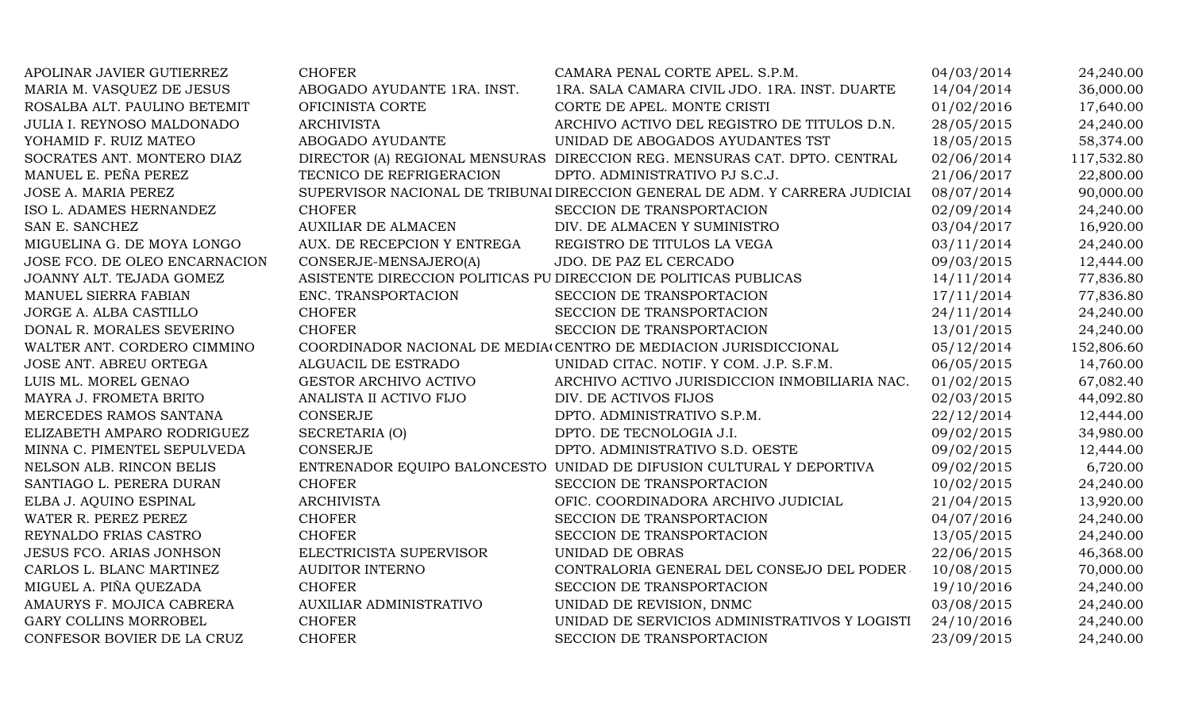| | | | | |
|---|---|---|---|---|
| APOLINAR JAVIER GUTIERREZ | CHOFER | CAMARA PENAL CORTE APEL. S.P.M. | 04/03/2014 | 24,240.00 |
| MARIA M. VASQUEZ DE JESUS | ABOGADO AYUDANTE 1RA. INST. | 1RA. SALA CAMARA CIVIL JDO. 1RA. INST. DUARTE | 14/04/2014 | 36,000.00 |
| ROSALBA ALT. PAULINO BETEMIT | OFICINISTA CORTE | CORTE DE APEL. MONTE CRISTI | 01/02/2016 | 17,640.00 |
| JULIA I. REYNOSO MALDONADO | ARCHIVISTA | ARCHIVO ACTIVO DEL REGISTRO DE TITULOS D.N. | 28/05/2015 | 24,240.00 |
| YOHAMID F. RUIZ MATEO | ABOGADO AYUDANTE | UNIDAD DE ABOGADOS AYUDANTES TST | 18/05/2015 | 58,374.00 |
| SOCRATES ANT. MONTERO DIAZ | DIRECTOR (A) REGIONAL MENSURAS | DIRECCION REG. MENSURAS CAT. DPTO. CENTRAL | 02/06/2014 | 117,532.80 |
| MANUEL E. PEÑA PEREZ | TECNICO DE REFRIGERACION | DPTO. ADMINISTRATIVO PJ S.C.J. | 21/06/2017 | 22,800.00 |
| JOSE A. MARIA PEREZ | SUPERVISOR NACIONAL DE TRIBUNAI | DIRECCION GENERAL DE ADM. Y CARRERA JUDICIAI | 08/07/2014 | 90,000.00 |
| ISO L. ADAMES HERNANDEZ | CHOFER | SECCION DE TRANSPORTACION | 02/09/2014 | 24,240.00 |
| SAN E. SANCHEZ | AUXILIAR DE ALMACEN | DIV. DE ALMACEN Y SUMINISTRO | 03/04/2017 | 16,920.00 |
| MIGUELINA G. DE MOYA LONGO | AUX. DE RECEPCION Y ENTREGA | REGISTRO DE TITULOS LA VEGA | 03/11/2014 | 24,240.00 |
| JOSE FCO. DE OLEO ENCARNACION | CONSERJE-MENSAJERO(A) | JDO. DE PAZ EL CERCADO | 09/03/2015 | 12,444.00 |
| JOANNY ALT. TEJADA GOMEZ | ASISTENTE DIRECCION POLITICAS PU | DIRECCION DE POLITICAS PUBLICAS | 14/11/2014 | 77,836.80 |
| MANUEL SIERRA FABIAN | ENC. TRANSPORTACION | SECCION DE TRANSPORTACION | 17/11/2014 | 77,836.80 |
| JORGE A. ALBA CASTILLO | CHOFER | SECCION DE TRANSPORTACION | 24/11/2014 | 24,240.00 |
| DONAL R. MORALES SEVERINO | CHOFER | SECCION DE TRANSPORTACION | 13/01/2015 | 24,240.00 |
| WALTER ANT. CORDERO CIMMINO | COORDINADOR NACIONAL DE MEDIA( | CENTRO DE MEDIACION JURISDICCIONAL | 05/12/2014 | 152,806.60 |
| JOSE ANT. ABREU ORTEGA | ALGUACIL DE ESTRADO | UNIDAD CITAC. NOTIF. Y COM. J.P. S.F.M. | 06/05/2015 | 14,760.00 |
| LUIS ML. MOREL GENAO | GESTOR ARCHIVO ACTIVO | ARCHIVO ACTIVO JURISDICCION INMOBILIARIA NAC. | 01/02/2015 | 67,082.40 |
| MAYRA J. FROMETA BRITO | ANALISTA II ACTIVO FIJO | DIV. DE ACTIVOS FIJOS | 02/03/2015 | 44,092.80 |
| MERCEDES RAMOS SANTANA | CONSERJE | DPTO. ADMINISTRATIVO S.P.M. | 22/12/2014 | 12,444.00 |
| ELIZABETH AMPARO RODRIGUEZ | SECRETARIA (O) | DPTO. DE TECNOLOGIA J.I. | 09/02/2015 | 34,980.00 |
| MINNA C. PIMENTEL SEPULVEDA | CONSERJE | DPTO. ADMINISTRATIVO S.D. OESTE | 09/02/2015 | 12,444.00 |
| NELSON ALB. RINCON BELIS | ENTRENADOR EQUIPO BALONCESTO | UNIDAD DE DIFUSION CULTURAL Y DEPORTIVA | 09/02/2015 | 6,720.00 |
| SANTIAGO L. PERERA DURAN | CHOFER | SECCION DE TRANSPORTACION | 10/02/2015 | 24,240.00 |
| ELBA J. AQUINO ESPINAL | ARCHIVISTA | OFIC. COORDINADORA ARCHIVO JUDICIAL | 21/04/2015 | 13,920.00 |
| WATER R. PEREZ PEREZ | CHOFER | SECCION DE TRANSPORTACION | 04/07/2016 | 24,240.00 |
| REYNALDO FRIAS CASTRO | CHOFER | SECCION DE TRANSPORTACION | 13/05/2015 | 24,240.00 |
| JESUS FCO. ARIAS JONHSON | ELECTRICISTA SUPERVISOR | UNIDAD DE OBRAS | 22/06/2015 | 46,368.00 |
| CARLOS L. BLANC MARTINEZ | AUDITOR INTERNO | CONTRALORIA GENERAL DEL CONSEJO DEL PODER | 10/08/2015 | 70,000.00 |
| MIGUEL A. PIÑA QUEZADA | CHOFER | SECCION DE TRANSPORTACION | 19/10/2016 | 24,240.00 |
| AMAURYS F. MOJICA CABRERA | AUXILIAR ADMINISTRATIVO | UNIDAD DE REVISION, DNMC | 03/08/2015 | 24,240.00 |
| GARY COLLINS MORROBEL | CHOFER | UNIDAD DE SERVICIOS ADMINISTRATIVOS Y LOGISTI | 24/10/2016 | 24,240.00 |
| CONFESOR BOVIER DE LA CRUZ | CHOFER | SECCION DE TRANSPORTACION | 23/09/2015 | 24,240.00 |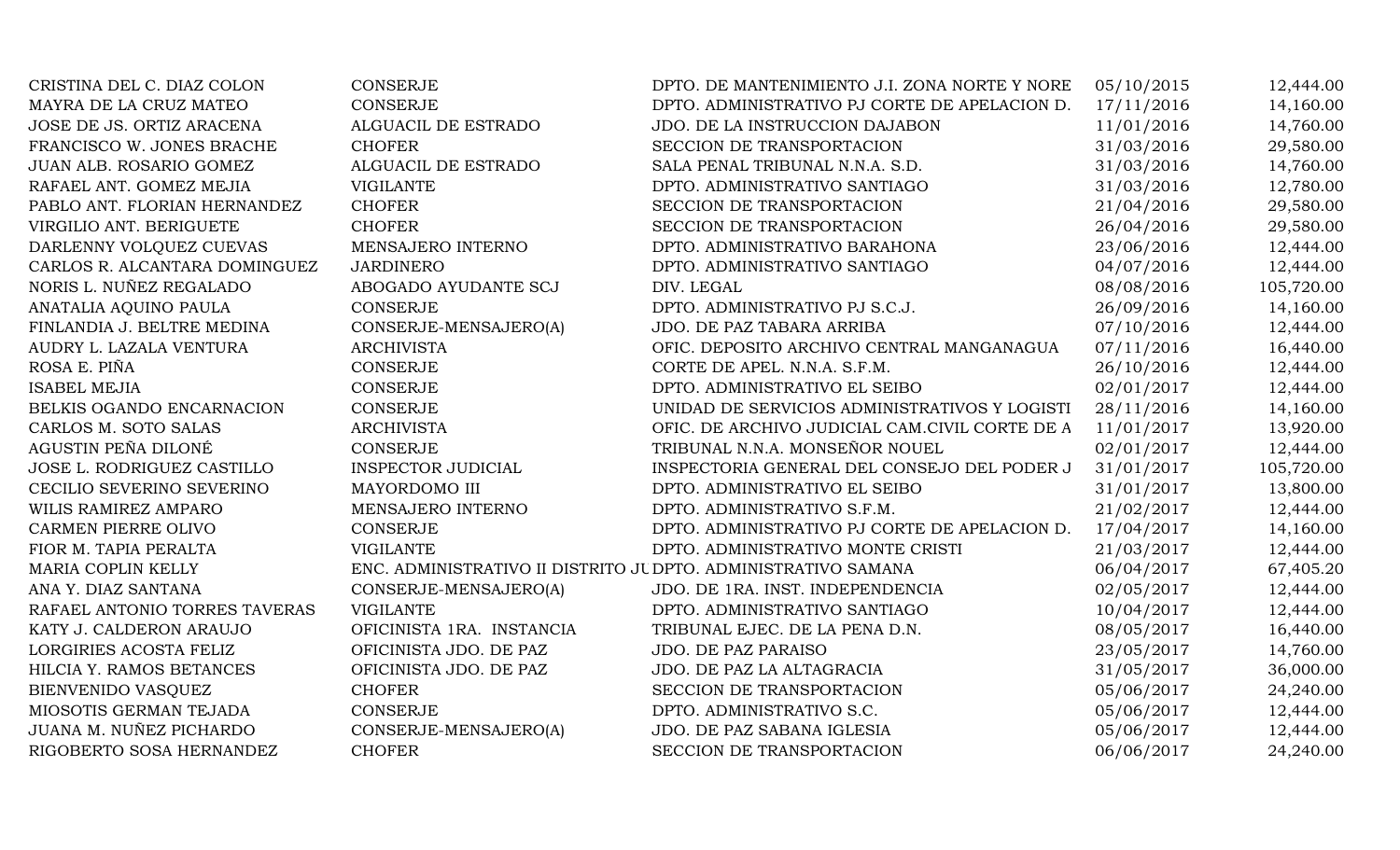| | | | | |
|---|---|---|---|---|
| CRISTINA DEL C. DIAZ COLON | CONSERJE | DPTO. DE MANTENIMIENTO J.I. ZONA NORTE Y NORE | 05/10/2015 | 12,444.00 |
| MAYRA DE LA CRUZ MATEO | CONSERJE | DPTO. ADMINISTRATIVO PJ CORTE DE APELACION D. | 17/11/2016 | 14,160.00 |
| JOSE DE JS. ORTIZ ARACENA | ALGUACIL DE ESTRADO | JDO. DE LA INSTRUCCION DAJABON | 11/01/2016 | 14,760.00 |
| FRANCISCO W. JONES BRACHE | CHOFER | SECCION DE TRANSPORTACION | 31/03/2016 | 29,580.00 |
| JUAN ALB. ROSARIO GOMEZ | ALGUACIL DE ESTRADO | SALA PENAL TRIBUNAL N.N.A. S.D. | 31/03/2016 | 14,760.00 |
| RAFAEL ANT. GOMEZ MEJIA | VIGILANTE | DPTO. ADMINISTRATIVO SANTIAGO | 31/03/2016 | 12,780.00 |
| PABLO ANT. FLORIAN HERNANDEZ | CHOFER | SECCION DE TRANSPORTACION | 21/04/2016 | 29,580.00 |
| VIRGILIO ANT. BERIGUETE | CHOFER | SECCION DE TRANSPORTACION | 26/04/2016 | 29,580.00 |
| DARLENNY VOLQUEZ CUEVAS | MENSAJERO INTERNO | DPTO. ADMINISTRATIVO BARAHONA | 23/06/2016 | 12,444.00 |
| CARLOS R. ALCANTARA DOMINGUEZ | JARDINERO | DPTO. ADMINISTRATIVO SANTIAGO | 04/07/2016 | 12,444.00 |
| NORIS L. NUÑEZ REGALADO | ABOGADO AYUDANTE SCJ | DIV. LEGAL | 08/08/2016 | 105,720.00 |
| ANATALIA AQUINO PAULA | CONSERJE | DPTO. ADMINISTRATIVO PJ S.C.J. | 26/09/2016 | 14,160.00 |
| FINLANDIA J. BELTRE MEDINA | CONSERJE-MENSAJERO(A) | JDO. DE PAZ TABARA ARRIBA | 07/10/2016 | 12,444.00 |
| AUDRY L. LAZALA VENTURA | ARCHIVISTA | OFIC. DEPOSITO ARCHIVO CENTRAL MANGANAGUA | 07/11/2016 | 16,440.00 |
| ROSA E. PIÑA | CONSERJE | CORTE DE APEL. N.N.A. S.F.M. | 26/10/2016 | 12,444.00 |
| ISABEL MEJIA | CONSERJE | DPTO. ADMINISTRATIVO EL SEIBO | 02/01/2017 | 12,444.00 |
| BELKIS OGANDO ENCARNACION | CONSERJE | UNIDAD DE SERVICIOS ADMINISTRATIVOS Y LOGISTI | 28/11/2016 | 14,160.00 |
| CARLOS M. SOTO SALAS | ARCHIVISTA | OFIC. DE ARCHIVO JUDICIAL CAM.CIVIL CORTE DE A | 11/01/2017 | 13,920.00 |
| AGUSTIN PEÑA DILONÉ | CONSERJE | TRIBUNAL N.N.A. MONSEÑOR NOUEL | 02/01/2017 | 12,444.00 |
| JOSE L. RODRIGUEZ CASTILLO | INSPECTOR JUDICIAL | INSPECTORIA GENERAL DEL CONSEJO DEL PODER J | 31/01/2017 | 105,720.00 |
| CECILIO SEVERINO SEVERINO | MAYORDOMO III | DPTO. ADMINISTRATIVO EL SEIBO | 31/01/2017 | 13,800.00 |
| WILIS RAMIREZ AMPARO | MENSAJERO INTERNO | DPTO. ADMINISTRATIVO S.F.M. | 21/02/2017 | 12,444.00 |
| CARMEN PIERRE OLIVO | CONSERJE | DPTO. ADMINISTRATIVO PJ CORTE DE APELACION D. | 17/04/2017 | 14,160.00 |
| FIOR M. TAPIA PERALTA | VIGILANTE | DPTO. ADMINISTRATIVO MONTE CRISTI | 21/03/2017 | 12,444.00 |
| MARIA COPLIN KELLY | ENC. ADMINISTRATIVO II DISTRITO JU | DPTO. ADMINISTRATIVO SAMANA | 06/04/2017 | 67,405.20 |
| ANA Y. DIAZ SANTANA | CONSERJE-MENSAJERO(A) | JDO. DE 1RA. INST. INDEPENDENCIA | 02/05/2017 | 12,444.00 |
| RAFAEL ANTONIO TORRES TAVERAS | VIGILANTE | DPTO. ADMINISTRATIVO SANTIAGO | 10/04/2017 | 12,444.00 |
| KATY J. CALDERON ARAUJO | OFICINISTA 1RA. INSTANCIA | TRIBUNAL EJEC. DE LA PENA D.N. | 08/05/2017 | 16,440.00 |
| LORGIRIES ACOSTA FELIZ | OFICINISTA JDO. DE PAZ | JDO. DE PAZ PARAISO | 23/05/2017 | 14,760.00 |
| HILCIA Y. RAMOS BETANCES | OFICINISTA JDO. DE PAZ | JDO. DE PAZ LA ALTAGRACIA | 31/05/2017 | 36,000.00 |
| BIENVENIDO VASQUEZ | CHOFER | SECCION DE TRANSPORTACION | 05/06/2017 | 24,240.00 |
| MIOSOTIS GERMAN TEJADA | CONSERJE | DPTO. ADMINISTRATIVO S.C. | 05/06/2017 | 12,444.00 |
| JUANA M. NUÑEZ PICHARDO | CONSERJE-MENSAJERO(A) | JDO. DE PAZ SABANA IGLESIA | 05/06/2017 | 12,444.00 |
| RIGOBERTO SOSA HERNANDEZ | CHOFER | SECCION DE TRANSPORTACION | 06/06/2017 | 24,240.00 |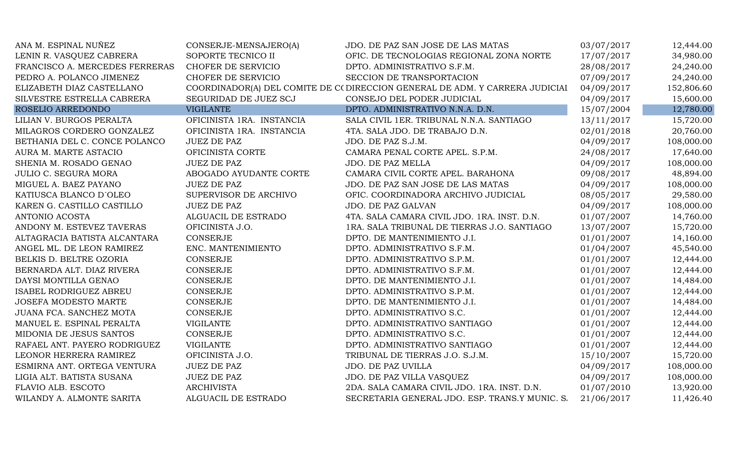| | | | | |
|---|---|---|---|---|
| ANA M. ESPINAL NUÑEZ | CONSERJE-MENSAJERO(A) | JDO. DE PAZ SAN JOSE DE LAS MATAS | 03/07/2017 | 12,444.00 |
| LENIN R. VASQUEZ CABRERA | SOPORTE TECNICO II | OFIC. DE TECNOLOGIAS REGIONAL ZONA NORTE | 17/07/2017 | 34,980.00 |
| FRANCISCO A. MERCEDES FERRERAS | CHOFER DE SERVICIO | DPTO. ADMINISTRATIVO S.F.M. | 28/08/2017 | 24,240.00 |
| PEDRO A. POLANCO JIMENEZ | CHOFER DE SERVICIO | SECCION DE TRANSPORTACION | 07/09/2017 | 24,240.00 |
| ELIZABETH DIAZ CASTELLANO | COORDINADOR(A) DEL COMITE DE C( | DIRECCION GENERAL DE ADM. Y CARRERA JUDICIAL | 04/09/2017 | 152,806.60 |
| SILVESTRE ESTRELLA CABRERA | SEGURIDAD DE JUEZ SCJ | CONSEJO DEL PODER JUDICIAL | 04/09/2017 | 15,600.00 |
| ROSELIO ARREDONDO | VIGILANTE | DPTO. ADMINISTRATIVO N.N.A. D.N. | 15/07/2004 | 12,780.00 |
| LILIAN V. BURGOS PERALTA | OFICINISTA 1RA. INSTANCIA | SALA CIVIL 1ER. TRIBUNAL N.N.A. SANTIAGO | 13/11/2017 | 15,720.00 |
| MILAGROS CORDERO GONZALEZ | OFICINISTA 1RA. INSTANCIA | 4TA. SALA JDO. DE TRABAJO D.N. | 02/01/2018 | 20,760.00 |
| BETHANIA DEL C. CONCE POLANCO | JUEZ DE PAZ | JDO. DE PAZ S.J.M. | 04/09/2017 | 108,000.00 |
| AURA M. MARTE ASTACIO | OFICINISTA CORTE | CAMARA PENAL CORTE APEL. S.P.M. | 24/08/2017 | 17,640.00 |
| SHENIA M. ROSADO GENAO | JUEZ DE PAZ | JDO. DE PAZ MELLA | 04/09/2017 | 108,000.00 |
| JULIO C. SEGURA MORA | ABOGADO AYUDANTE CORTE | CAMARA CIVIL CORTE APEL. BARAHONA | 09/08/2017 | 48,894.00 |
| MIGUEL A. BAEZ PAYANO | JUEZ DE PAZ | JDO. DE PAZ SAN JOSE DE LAS MATAS | 04/09/2017 | 108,000.00 |
| KATIUSCA BLANCO D´OLEO | SUPERVISOR DE ARCHIVO | OFIC. COORDINADORA ARCHIVO JUDICIAL | 08/05/2017 | 29,580.00 |
| KAREN G. CASTILLO CASTILLO | JUEZ DE PAZ | JDO. DE PAZ GALVAN | 04/09/2017 | 108,000.00 |
| ANTONIO ACOSTA | ALGUACIL DE ESTRADO | 4TA. SALA CAMARA CIVIL JDO. 1RA. INST. D.N. | 01/07/2007 | 14,760.00 |
| ANDONY M. ESTEVEZ TAVERAS | OFICINISTA J.O. | 1RA. SALA TRIBUNAL DE TIERRAS J.O. SANTIAGO | 13/07/2007 | 15,720.00 |
| ALTAGRACIA BATISTA ALCANTARA | CONSERJE | DPTO. DE MANTENIMIENTO J.I. | 01/01/2007 | 14,160.00 |
| ANGEL ML. DE LEON RAMIREZ | ENC. MANTENIMIENTO | DPTO. ADMINISTRATIVO S.F.M. | 01/04/2007 | 45,540.00 |
| BELKIS D. BELTRE OZORIA | CONSERJE | DPTO. ADMINISTRATIVO S.P.M. | 01/01/2007 | 12,444.00 |
| BERNARDA ALT. DIAZ RIVERA | CONSERJE | DPTO. ADMINISTRATIVO S.F.M. | 01/01/2007 | 12,444.00 |
| DAYSI MONTILLA GENAO | CONSERJE | DPTO. DE MANTENIMIENTO J.I. | 01/01/2007 | 14,484.00 |
| ISABEL RODRIGUEZ ABREU | CONSERJE | DPTO. ADMINISTRATIVO S.P.M. | 01/01/2007 | 12,444.00 |
| JOSEFA MODESTO MARTE | CONSERJE | DPTO. DE MANTENIMIENTO J.I. | 01/01/2007 | 14,484.00 |
| JUANA FCA. SANCHEZ MOTA | CONSERJE | DPTO. ADMINISTRATIVO S.C. | 01/01/2007 | 12,444.00 |
| MANUEL E. ESPINAL PERALTA | VIGILANTE | DPTO. ADMINISTRATIVO SANTIAGO | 01/01/2007 | 12,444.00 |
| MIDONIA DE JESUS SANTOS | CONSERJE | DPTO. ADMINISTRATIVO S.C. | 01/01/2007 | 12,444.00 |
| RAFAEL ANT. PAYERO RODRIGUEZ | VIGILANTE | DPTO. ADMINISTRATIVO SANTIAGO | 01/01/2007 | 12,444.00 |
| LEONOR HERRERA RAMIREZ | OFICINISTA J.O. | TRIBUNAL DE TIERRAS J.O. S.J.M. | 15/10/2007 | 15,720.00 |
| ESMIRNA ANT. ORTEGA VENTURA | JUEZ DE PAZ | JDO. DE PAZ UVILLA | 04/09/2017 | 108,000.00 |
| LIGIA ALT. BATISTA SUSANA | JUEZ DE PAZ | JDO. DE PAZ VILLA VASQUEZ | 04/09/2017 | 108,000.00 |
| FLAVIO ALB. ESCOTO | ARCHIVISTA | 2DA. SALA CAMARA CIVIL JDO. 1RA. INST. D.N. | 01/07/2010 | 13,920.00 |
| WILANDY A. ALMONTE SARITA | ALGUACIL DE ESTRADO | SECRETARIA GENERAL JDO. ESP. TRANS.Y MUNIC. S. | 21/06/2017 | 11,426.40 |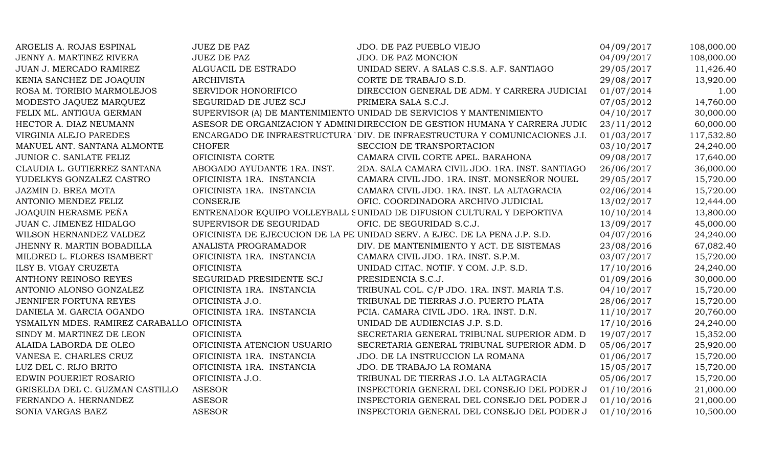| | | | | |
|---|---|---|---|---|
| ARGELIS A. ROJAS ESPINAL | JUEZ DE PAZ | JDO. DE PAZ PUEBLO VIEJO | 04/09/2017 | 108,000.00 |
| JENNY A. MARTINEZ RIVERA | JUEZ DE PAZ | JDO. DE PAZ MONCION | 04/09/2017 | 108,000.00 |
| JUAN J. MERCADO RAMIREZ | ALGUACIL DE ESTRADO | UNIDAD SERV. A SALAS C.S.S. A.F. SANTIAGO | 29/05/2017 | 11,426.40 |
| KENIA SANCHEZ DE JOAQUIN | ARCHIVISTA | CORTE DE TRABAJO S.D. | 29/08/2017 | 13,920.00 |
| ROSA M. TORIBIO MARMOLEJOS | SERVIDOR HONORIFICO | DIRECCION GENERAL DE ADM. Y CARRERA JUDICIAL | 01/07/2014 | 1.00 |
| MODESTO JAQUEZ MARQUEZ | SEGURIDAD DE JUEZ SCJ | PRIMERA SALA S.C.J. | 07/05/2012 | 14,760.00 |
| FELIX ML. ANTIGUA GERMAN | SUPERVISOR (A) DE MANTENIMIENTO | UNIDAD DE SERVICIOS Y MANTENIMIENTO | 04/10/2017 | 30,000.00 |
| HECTOR A. DIAZ NEUMANN | ASESOR DE ORGANIZACION Y ADMINI | DIRECCION DE GESTION HUMANA Y CARRERA JUDIC | 23/11/2012 | 60,000.00 |
| VIRGINIA ALEJO PAREDES | ENCARGADO DE INFRAESTRUCTURA | DIV. DE INFRAESTRUCTURA Y COMUNICACIONES J.I. | 01/03/2017 | 117,532.80 |
| MANUEL ANT. SANTANA ALMONTE | CHOFER | SECCION DE TRANSPORTACION | 03/10/2017 | 24,240.00 |
| JUNIOR C. SANLATE FELIZ | OFICINISTA CORTE | CAMARA CIVIL CORTE APEL. BARAHONA | 09/08/2017 | 17,640.00 |
| CLAUDIA L. GUTIERREZ SANTANA | ABOGADO AYUDANTE 1RA. INST. | 2DA. SALA CAMARA CIVIL JDO. 1RA. INST. SANTIAGO | 26/06/2017 | 36,000.00 |
| YUDELKYS GONZALEZ CASTRO | OFICINISTA 1RA. INSTANCIA | CAMARA CIVIL JDO. 1RA. INST. MONSEÑOR NOUEL | 29/05/2017 | 15,720.00 |
| JAZMIN D. BREA MOTA | OFICINISTA 1RA. INSTANCIA | CAMARA CIVIL JDO. 1RA. INST. LA ALTAGRACIA | 02/06/2014 | 15,720.00 |
| ANTONIO MENDEZ FELIZ | CONSERJE | OFIC. COORDINADORA ARCHIVO JUDICIAL | 13/02/2017 | 12,444.00 |
| JOAQUIN HERASME PEÑA | ENTRENADOR EQUIPO VOLLEYBALL S | UNIDAD DE DIFUSION CULTURAL Y DEPORTIVA | 10/10/2014 | 13,800.00 |
| JUAN C. JIMENEZ HIDALGO | SUPERVISOR DE SEGURIDAD | OFIC. DE SEGURIDAD S.C.J. | 13/09/2017 | 45,000.00 |
| WILSON HERNANDEZ VALDEZ | OFICINISTA DE EJECUCION DE LA PE | UNIDAD SERV. A EJEC. DE LA PENA J.P. S.D. | 04/07/2016 | 24,240.00 |
| JHENNY R. MARTIN BOBADILLA | ANALISTA PROGRAMADOR | DIV. DE MANTENIMIENTO Y ACT. DE SISTEMAS | 23/08/2016 | 67,082.40 |
| MILDRED L. FLORES ISAMBERT | OFICINISTA 1RA. INSTANCIA | CAMARA CIVIL JDO. 1RA. INST. S.P.M. | 03/07/2017 | 15,720.00 |
| ILSY B. VIGAY CRUZETA | OFICINISTA | UNIDAD CITAC. NOTIF. Y COM. J.P. S.D. | 17/10/2016 | 24,240.00 |
| ANTHONY REINOSO REYES | SEGURIDAD PRESIDENTE SCJ | PRESIDENCIA S.C.J. | 01/09/2016 | 30,000.00 |
| ANTONIO ALONSO GONZALEZ | OFICINISTA 1RA. INSTANCIA | TRIBUNAL COL. C/P JDO. 1RA. INST. MARIA T.S. | 04/10/2017 | 15,720.00 |
| JENNIFER FORTUNA REYES | OFICINISTA J.O. | TRIBUNAL DE TIERRAS J.O. PUERTO PLATA | 28/06/2017 | 15,720.00 |
| DANIELA M. GARCIA OGANDO | OFICINISTA 1RA. INSTANCIA | PCIA. CAMARA CIVIL JDO. 1RA. INST. D.N. | 11/10/2017 | 20,760.00 |
| YSMAILYN MDES. RAMIREZ CARABALLO | OFICINISTA | UNIDAD DE AUDIENCIAS J.P. S.D. | 17/10/2016 | 24,240.00 |
| SINDY M. MARTINEZ DE LEON | OFICINISTA | SECRETARIA GENERAL TRIBUNAL SUPERIOR ADM. D | 19/07/2017 | 15,352.00 |
| ALAIDA LABORDA DE OLEO | OFICINISTA ATENCION USUARIO | SECRETARIA GENERAL TRIBUNAL SUPERIOR ADM. D | 05/06/2017 | 25,920.00 |
| VANESA E. CHARLES CRUZ | OFICINISTA 1RA. INSTANCIA | JDO. DE LA INSTRUCCION LA ROMANA | 01/06/2017 | 15,720.00 |
| LUZ DEL C. RIJO BRITO | OFICINISTA 1RA. INSTANCIA | JDO. DE TRABAJO LA ROMANA | 15/05/2017 | 15,720.00 |
| EDWIN POUERIET ROSARIO | OFICINISTA J.O. | TRIBUNAL DE TIERRAS J.O. LA ALTAGRACIA | 05/06/2017 | 15,720.00 |
| GRISELDA DEL C. GUZMAN CASTILLO | ASESOR | INSPECTORIA GENERAL DEL CONSEJO DEL PODER J | 01/10/2016 | 21,000.00 |
| FERNANDO A. HERNANDEZ | ASESOR | INSPECTORIA GENERAL DEL CONSEJO DEL PODER J | 01/10/2016 | 21,000.00 |
| SONIA VARGAS BAEZ | ASESOR | INSPECTORIA GENERAL DEL CONSEJO DEL PODER J | 01/10/2016 | 10,500.00 |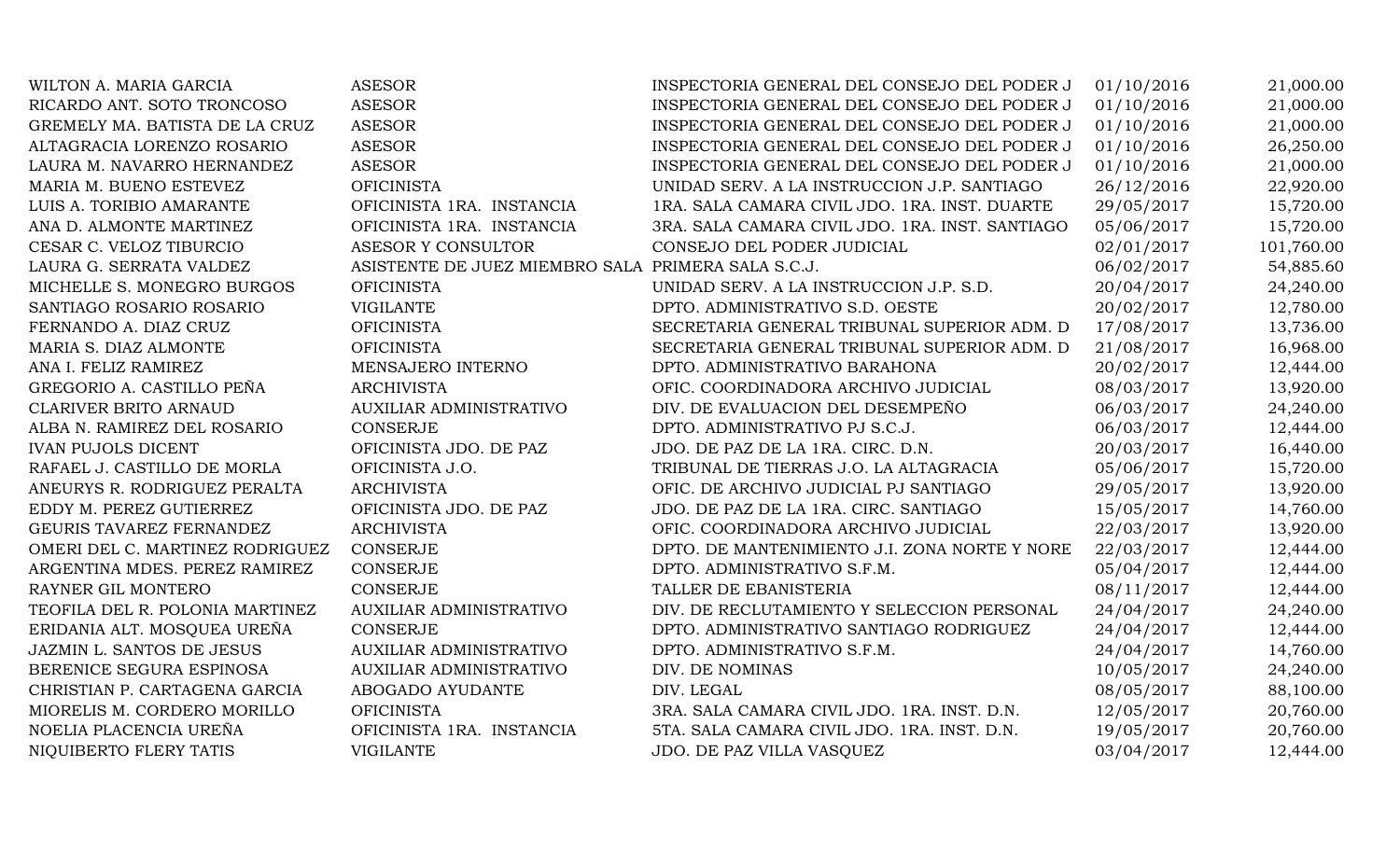| | | | | |
|---|---|---|---|---|
| WILTON A. MARIA GARCIA | ASESOR | INSPECTORIA GENERAL DEL CONSEJO DEL PODER J | 01/10/2016 | 21,000.00 |
| RICARDO ANT. SOTO TRONCOSO | ASESOR | INSPECTORIA GENERAL DEL CONSEJO DEL PODER J | 01/10/2016 | 21,000.00 |
| GREMELY MA. BATISTA DE LA CRUZ | ASESOR | INSPECTORIA GENERAL DEL CONSEJO DEL PODER J | 01/10/2016 | 21,000.00 |
| ALTAGRACIA LORENZO ROSARIO | ASESOR | INSPECTORIA GENERAL DEL CONSEJO DEL PODER J | 01/10/2016 | 26,250.00 |
| LAURA M. NAVARRO HERNANDEZ | ASESOR | INSPECTORIA GENERAL DEL CONSEJO DEL PODER J | 01/10/2016 | 21,000.00 |
| MARIA M. BUENO ESTEVEZ | OFICINISTA | UNIDAD SERV. A LA INSTRUCCION J.P. SANTIAGO | 26/12/2016 | 22,920.00 |
| LUIS A. TORIBIO AMARANTE | OFICINISTA 1RA. INSTANCIA | 1RA. SALA CAMARA CIVIL JDO. 1RA. INST. DUARTE | 29/05/2017 | 15,720.00 |
| ANA D. ALMONTE MARTINEZ | OFICINISTA 1RA. INSTANCIA | 3RA. SALA CAMARA CIVIL JDO. 1RA. INST. SANTIAGO | 05/06/2017 | 15,720.00 |
| CESAR C. VELOZ TIBURCIO | ASESOR Y CONSULTOR | CONSEJO DEL PODER JUDICIAL | 02/01/2017 | 101,760.00 |
| LAURA G. SERRATA VALDEZ | ASISTENTE DE JUEZ MIEMBRO SALA | PRIMERA SALA S.C.J. | 06/02/2017 | 54,885.60 |
| MICHELLE S. MONEGRO BURGOS | OFICINISTA | UNIDAD SERV. A LA INSTRUCCION J.P. S.D. | 20/04/2017 | 24,240.00 |
| SANTIAGO ROSARIO ROSARIO | VIGILANTE | DPTO. ADMINISTRATIVO S.D. OESTE | 20/02/2017 | 12,780.00 |
| FERNANDO A. DIAZ CRUZ | OFICINISTA | SECRETARIA GENERAL TRIBUNAL SUPERIOR ADM. D | 17/08/2017 | 13,736.00 |
| MARIA S. DIAZ ALMONTE | OFICINISTA | SECRETARIA GENERAL TRIBUNAL SUPERIOR ADM. D | 21/08/2017 | 16,968.00 |
| ANA I. FELIZ RAMIREZ | MENSAJERO INTERNO | DPTO. ADMINISTRATIVO BARAHONA | 20/02/2017 | 12,444.00 |
| GREGORIO A. CASTILLO PEÑA | ARCHIVISTA | OFIC. COORDINADORA ARCHIVO JUDICIAL | 08/03/2017 | 13,920.00 |
| CLARIVER BRITO ARNAUD | AUXILIAR ADMINISTRATIVO | DIV. DE EVALUACION DEL DESEMPEÑO | 06/03/2017 | 24,240.00 |
| ALBA N. RAMIREZ DEL ROSARIO | CONSERJE | DPTO. ADMINISTRATIVO PJ S.C.J. | 06/03/2017 | 12,444.00 |
| IVAN PUJOLS DICENT | OFICINISTA JDO. DE PAZ | JDO. DE PAZ DE LA 1RA. CIRC. D.N. | 20/03/2017 | 16,440.00 |
| RAFAEL J. CASTILLO DE MORLA | OFICINISTA J.O. | TRIBUNAL DE TIERRAS J.O. LA ALTAGRACIA | 05/06/2017 | 15,720.00 |
| ANEURYS R. RODRIGUEZ PERALTA | ARCHIVISTA | OFIC. DE ARCHIVO JUDICIAL PJ SANTIAGO | 29/05/2017 | 13,920.00 |
| EDDY M. PEREZ GUTIERREZ | OFICINISTA JDO. DE PAZ | JDO. DE PAZ DE LA 1RA. CIRC. SANTIAGO | 15/05/2017 | 14,760.00 |
| GEURIS TAVAREZ FERNANDEZ | ARCHIVISTA | OFIC. COORDINADORA ARCHIVO JUDICIAL | 22/03/2017 | 13,920.00 |
| OMERI DEL C. MARTINEZ RODRIGUEZ | CONSERJE | DPTO. DE MANTENIMIENTO J.I. ZONA NORTE Y NORE | 22/03/2017 | 12,444.00 |
| ARGENTINA MDES. PEREZ RAMIREZ | CONSERJE | DPTO. ADMINISTRATIVO S.F.M. | 05/04/2017 | 12,444.00 |
| RAYNER GIL MONTERO | CONSERJE | TALLER DE EBANISTERIA | 08/11/2017 | 12,444.00 |
| TEOFILA DEL R. POLONIA MARTINEZ | AUXILIAR ADMINISTRATIVO | DIV. DE RECLUTAMIENTO Y SELECCION PERSONAL | 24/04/2017 | 24,240.00 |
| ERIDANIA ALT. MOSQUEA UREÑA | CONSERJE | DPTO. ADMINISTRATIVO SANTIAGO RODRIGUEZ | 24/04/2017 | 12,444.00 |
| JAZMIN L. SANTOS DE JESUS | AUXILIAR ADMINISTRATIVO | DPTO. ADMINISTRATIVO S.F.M. | 24/04/2017 | 14,760.00 |
| BERENICE SEGURA ESPINOSA | AUXILIAR ADMINISTRATIVO | DIV. DE NOMINAS | 10/05/2017 | 24,240.00 |
| CHRISTIAN P. CARTAGENA GARCIA | ABOGADO AYUDANTE | DIV. LEGAL | 08/05/2017 | 88,100.00 |
| MIORELIS M. CORDERO MORILLO | OFICINISTA | 3RA. SALA CAMARA CIVIL JDO. 1RA. INST. D.N. | 12/05/2017 | 20,760.00 |
| NOELIA PLACENCIA UREÑA | OFICINISTA 1RA. INSTANCIA | 5TA. SALA CAMARA CIVIL JDO. 1RA. INST. D.N. | 19/05/2017 | 20,760.00 |
| NIQUIBERTO FLERY TATIS | VIGILANTE | JDO. DE PAZ VILLA VASQUEZ | 03/04/2017 | 12,444.00 |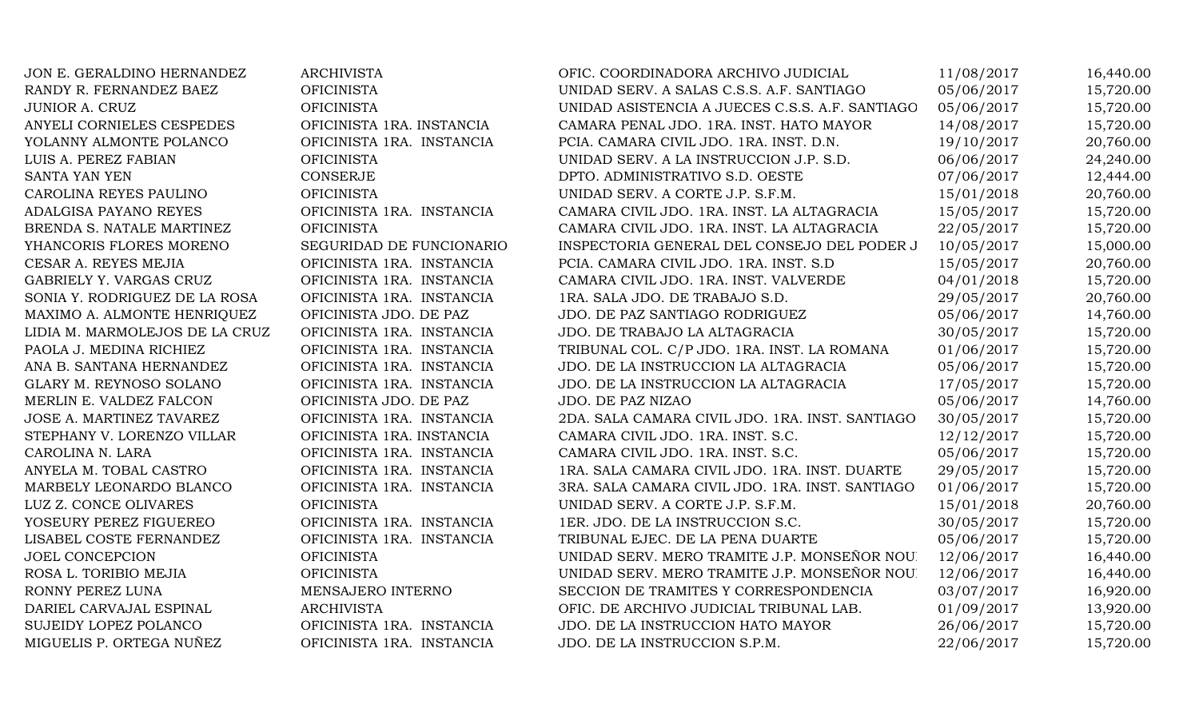| | | | | |
|---|---|---|---|---|
| JON E. GERALDINO HERNANDEZ | ARCHIVISTA | OFIC. COORDINADORA ARCHIVO JUDICIAL | 11/08/2017 | 16,440.00 |
| RANDY R. FERNANDEZ BAEZ | OFICINISTA | UNIDAD SERV. A SALAS C.S.S. A.F. SANTIAGO | 05/06/2017 | 15,720.00 |
| JUNIOR A. CRUZ | OFICINISTA | UNIDAD ASISTENCIA A JUECES C.S.S. A.F. SANTIAGO | 05/06/2017 | 15,720.00 |
| ANYELI CORNIELES CESPEDES | OFICINISTA 1RA. INSTANCIA | CAMARA PENAL JDO. 1RA. INST. HATO MAYOR | 14/08/2017 | 15,720.00 |
| YOLANNY ALMONTE POLANCO | OFICINISTA 1RA. INSTANCIA | PCIA. CAMARA CIVIL JDO. 1RA. INST. D.N. | 19/10/2017 | 20,760.00 |
| LUIS A. PEREZ FABIAN | OFICINISTA | UNIDAD SERV. A LA INSTRUCCION J.P. S.D. | 06/06/2017 | 24,240.00 |
| SANTA YAN YEN | CONSERJE | DPTO. ADMINISTRATIVO S.D. OESTE | 07/06/2017 | 12,444.00 |
| CAROLINA REYES PAULINO | OFICINISTA | UNIDAD SERV. A CORTE J.P. S.F.M. | 15/01/2018 | 20,760.00 |
| ADALGISA PAYANO REYES | OFICINISTA 1RA. INSTANCIA | CAMARA CIVIL JDO. 1RA. INST. LA ALTAGRACIA | 15/05/2017 | 15,720.00 |
| BRENDA S. NATALE MARTINEZ | OFICINISTA | CAMARA CIVIL JDO. 1RA. INST. LA ALTAGRACIA | 22/05/2017 | 15,720.00 |
| YHANCORIS FLORES MORENO | SEGURIDAD DE FUNCIONARIO | INSPECTORIA GENERAL DEL CONSEJO DEL PODER J | 10/05/2017 | 15,000.00 |
| CESAR A. REYES MEJIA | OFICINISTA 1RA. INSTANCIA | PCIA. CAMARA CIVIL JDO. 1RA. INST. S.D | 15/05/2017 | 20,760.00 |
| GABRIELY Y. VARGAS CRUZ | OFICINISTA 1RA. INSTANCIA | CAMARA CIVIL JDO. 1RA. INST. VALVERDE | 04/01/2018 | 15,720.00 |
| SONIA Y. RODRIGUEZ DE LA ROSA | OFICINISTA 1RA. INSTANCIA | 1RA. SALA JDO. DE TRABAJO S.D. | 29/05/2017 | 20,760.00 |
| MAXIMO A. ALMONTE HENRIQUEZ | OFICINISTA JDO. DE PAZ | JDO. DE PAZ SANTIAGO RODRIGUEZ | 05/06/2017 | 14,760.00 |
| LIDIA M. MARMOLEJOS DE LA CRUZ | OFICINISTA 1RA. INSTANCIA | JDO. DE TRABAJO LA ALTAGRACIA | 30/05/2017 | 15,720.00 |
| PAOLA J. MEDINA RICHIEZ | OFICINISTA 1RA. INSTANCIA | TRIBUNAL COL. C/P JDO. 1RA. INST. LA ROMANA | 01/06/2017 | 15,720.00 |
| ANA B. SANTANA HERNANDEZ | OFICINISTA 1RA. INSTANCIA | JDO. DE LA INSTRUCCION LA ALTAGRACIA | 05/06/2017 | 15,720.00 |
| GLARY M. REYNOSO SOLANO | OFICINISTA 1RA. INSTANCIA | JDO. DE LA INSTRUCCION LA ALTAGRACIA | 17/05/2017 | 15,720.00 |
| MERLIN E. VALDEZ FALCON | OFICINISTA JDO. DE PAZ | JDO. DE PAZ NIZAO | 05/06/2017 | 14,760.00 |
| JOSE A. MARTINEZ TAVAREZ | OFICINISTA 1RA. INSTANCIA | 2DA. SALA CAMARA CIVIL JDO. 1RA. INST. SANTIAGO | 30/05/2017 | 15,720.00 |
| STEPHANY V. LORENZO VILLAR | OFICINISTA 1RA. INSTANCIA | CAMARA CIVIL JDO. 1RA. INST. S.C. | 12/12/2017 | 15,720.00 |
| CAROLINA N. LARA | OFICINISTA 1RA. INSTANCIA | CAMARA CIVIL JDO. 1RA. INST. S.C. | 05/06/2017 | 15,720.00 |
| ANYELA M. TOBAL CASTRO | OFICINISTA 1RA. INSTANCIA | 1RA. SALA CAMARA CIVIL JDO. 1RA. INST. DUARTE | 29/05/2017 | 15,720.00 |
| MARBELY LEONARDO BLANCO | OFICINISTA 1RA. INSTANCIA | 3RA. SALA CAMARA CIVIL JDO. 1RA. INST. SANTIAGO | 01/06/2017 | 15,720.00 |
| LUZ Z. CONCE OLIVARES | OFICINISTA | UNIDAD SERV. A CORTE J.P. S.F.M. | 15/01/2018 | 20,760.00 |
| YOSEURY PEREZ FIGUEREO | OFICINISTA 1RA. INSTANCIA | 1ER. JDO. DE LA INSTRUCCION S.C. | 30/05/2017 | 15,720.00 |
| LISABEL COSTE FERNANDEZ | OFICINISTA 1RA. INSTANCIA | TRIBUNAL EJEC. DE LA PENA DUARTE | 05/06/2017 | 15,720.00 |
| JOEL CONCEPCION | OFICINISTA | UNIDAD SERV. MERO TRAMITE J.P. MONSEÑOR NOU | 12/06/2017 | 16,440.00 |
| ROSA L. TORIBIO MEJIA | OFICINISTA | UNIDAD SERV. MERO TRAMITE J.P. MONSEÑOR NOU | 12/06/2017 | 16,440.00 |
| RONNY PEREZ LUNA | MENSAJERO INTERNO | SECCION DE TRAMITES Y CORRESPONDENCIA | 03/07/2017 | 16,920.00 |
| DARIEL CARVAJAL ESPINAL | ARCHIVISTA | OFIC. DE ARCHIVO JUDICIAL TRIBUNAL LAB. | 01/09/2017 | 13,920.00 |
| SUJEIDY LOPEZ POLANCO | OFICINISTA 1RA. INSTANCIA | JDO. DE LA INSTRUCCION HATO MAYOR | 26/06/2017 | 15,720.00 |
| MIGUELIS P. ORTEGA NUÑEZ | OFICINISTA 1RA. INSTANCIA | JDO. DE LA INSTRUCCION S.P.M. | 22/06/2017 | 15,720.00 |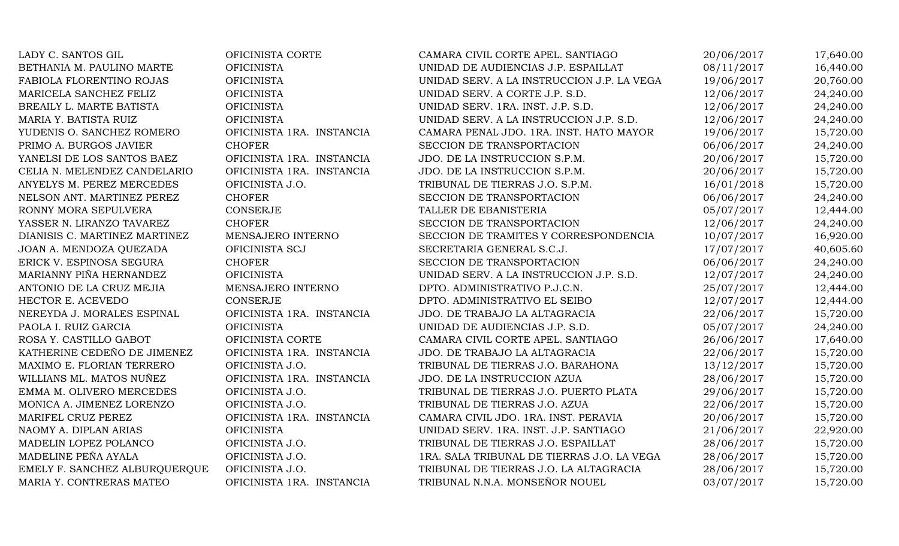| | | | | |
|---|---|---|---|---|
| LADY C. SANTOS GIL | OFICINISTA CORTE | CAMARA CIVIL CORTE APEL. SANTIAGO | 20/06/2017 | 17,640.00 |
| BETHANIA M. PAULINO MARTE | OFICINISTA | UNIDAD DE AUDIENCIAS J.P. ESPAILLAT | 08/11/2017 | 16,440.00 |
| FABIOLA FLORENTINO ROJAS | OFICINISTA | UNIDAD SERV. A LA INSTRUCCION J.P. LA VEGA | 19/06/2017 | 20,760.00 |
| MARICELA SANCHEZ FELIZ | OFICINISTA | UNIDAD SERV. A CORTE J.P. S.D. | 12/06/2017 | 24,240.00 |
| BREAILY L. MARTE BATISTA | OFICINISTA | UNIDAD SERV. 1RA. INST. J.P. S.D. | 12/06/2017 | 24,240.00 |
| MARIA Y. BATISTA RUIZ | OFICINISTA | UNIDAD SERV. A LA INSTRUCCION J.P. S.D. | 12/06/2017 | 24,240.00 |
| YUDENIS O. SANCHEZ ROMERO | OFICINISTA 1RA. INSTANCIA | CAMARA PENAL JDO. 1RA. INST. HATO MAYOR | 19/06/2017 | 15,720.00 |
| PRIMO A. BURGOS JAVIER | CHOFER | SECCION DE TRANSPORTACION | 06/06/2017 | 24,240.00 |
| YANELSI DE LOS SANTOS BAEZ | OFICINISTA 1RA. INSTANCIA | JDO. DE LA INSTRUCCION S.P.M. | 20/06/2017 | 15,720.00 |
| CELIA N. MELENDEZ CANDELARIO | OFICINISTA 1RA. INSTANCIA | JDO. DE LA INSTRUCCION S.P.M. | 20/06/2017 | 15,720.00 |
| ANYELYS M. PEREZ MERCEDES | OFICINISTA J.O. | TRIBUNAL DE TIERRAS J.O. S.P.M. | 16/01/2018 | 15,720.00 |
| NELSON ANT. MARTINEZ PEREZ | CHOFER | SECCION DE TRANSPORTACION | 06/06/2017 | 24,240.00 |
| RONNY MORA SEPULVERA | CONSERJE | TALLER DE EBANISTERIA | 05/07/2017 | 12,444.00 |
| YASSER N. LIRANZO TAVAREZ | CHOFER | SECCION DE TRANSPORTACION | 12/06/2017 | 24,240.00 |
| DIANISIS C. MARTINEZ MARTINEZ | MENSAJERO INTERNO | SECCION DE TRAMITES Y CORRESPONDENCIA | 10/07/2017 | 16,920.00 |
| JOAN A. MENDOZA QUEZADA | OFICINISTA SCJ | SECRETARIA GENERAL S.C.J. | 17/07/2017 | 40,605.60 |
| ERICK V. ESPINOSA SEGURA | CHOFER | SECCION DE TRANSPORTACION | 06/06/2017 | 24,240.00 |
| MARIANNY PIÑA HERNANDEZ | OFICINISTA | UNIDAD SERV. A LA INSTRUCCION J.P. S.D. | 12/07/2017 | 24,240.00 |
| ANTONIO DE LA CRUZ MEJIA | MENSAJERO INTERNO | DPTO. ADMINISTRATIVO P.J.C.N. | 25/07/2017 | 12,444.00 |
| HECTOR E. ACEVEDO | CONSERJE | DPTO. ADMINISTRATIVO EL SEIBO | 12/07/2017 | 12,444.00 |
| NEREYDA J. MORALES ESPINAL | OFICINISTA 1RA. INSTANCIA | JDO. DE TRABAJO LA ALTAGRACIA | 22/06/2017 | 15,720.00 |
| PAOLA I. RUIZ GARCIA | OFICINISTA | UNIDAD DE AUDIENCIAS J.P. S.D. | 05/07/2017 | 24,240.00 |
| ROSA Y. CASTILLO GABOT | OFICINISTA CORTE | CAMARA CIVIL CORTE APEL. SANTIAGO | 26/06/2017 | 17,640.00 |
| KATHERINE CEDEÑO DE JIMENEZ | OFICINISTA 1RA. INSTANCIA | JDO. DE TRABAJO LA ALTAGRACIA | 22/06/2017 | 15,720.00 |
| MAXIMO E. FLORIAN TERRERO | OFICINISTA J.O. | TRIBUNAL DE TIERRAS J.O. BARAHONA | 13/12/2017 | 15,720.00 |
| WILLIANS ML. MATOS NUÑEZ | OFICINISTA 1RA. INSTANCIA | JDO. DE LA INSTRUCCION AZUA | 28/06/2017 | 15,720.00 |
| EMMA M. OLIVERO MERCEDES | OFICINISTA J.O. | TRIBUNAL DE TIERRAS J.O. PUERTO PLATA | 29/06/2017 | 15,720.00 |
| MONICA A. JIMENEZ LORENZO | OFICINISTA J.O. | TRIBUNAL DE TIERRAS J.O. AZUA | 22/06/2017 | 15,720.00 |
| MARIFEL CRUZ PEREZ | OFICINISTA 1RA. INSTANCIA | CAMARA CIVIL JDO. 1RA. INST. PERAVIA | 20/06/2017 | 15,720.00 |
| NAOMY A. DIPLAN ARIAS | OFICINISTA | UNIDAD SERV. 1RA. INST. J.P. SANTIAGO | 21/06/2017 | 22,920.00 |
| MADELIN LOPEZ POLANCO | OFICINISTA J.O. | TRIBUNAL DE TIERRAS J.O. ESPAILLAT | 28/06/2017 | 15,720.00 |
| MADELINE PEÑA AYALA | OFICINISTA J.O. | 1RA. SALA TRIBUNAL DE TIERRAS J.O. LA VEGA | 28/06/2017 | 15,720.00 |
| EMELY F. SANCHEZ ALBURQUERQUE | OFICINISTA J.O. | TRIBUNAL DE TIERRAS J.O. LA ALTAGRACIA | 28/06/2017 | 15,720.00 |
| MARIA Y. CONTRERAS MATEO | OFICINISTA 1RA. INSTANCIA | TRIBUNAL N.N.A. MONSEÑOR NOUEL | 03/07/2017 | 15,720.00 |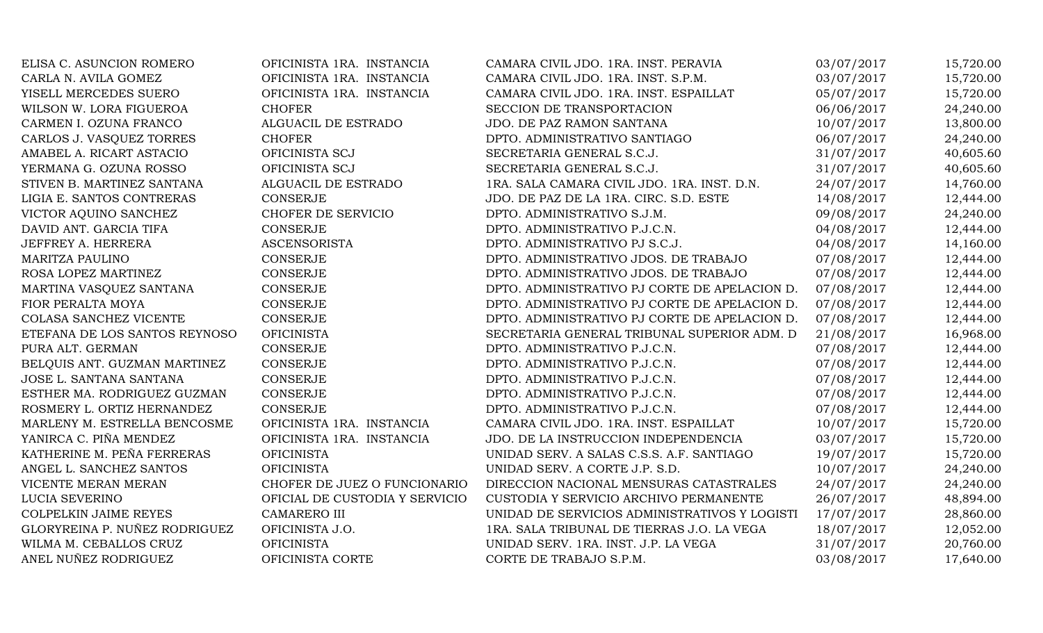| | | | | |
|---|---|---|---|---|
| ELISA C. ASUNCION ROMERO | OFICINISTA 1RA. INSTANCIA | CAMARA CIVIL JDO. 1RA. INST. PERAVIA | 03/07/2017 | 15,720.00 |
| CARLA N. AVILA GOMEZ | OFICINISTA 1RA. INSTANCIA | CAMARA CIVIL JDO. 1RA. INST. S.P.M. | 03/07/2017 | 15,720.00 |
| YISELL MERCEDES SUERO | OFICINISTA 1RA. INSTANCIA | CAMARA CIVIL JDO. 1RA. INST. ESPAILLAT | 05/07/2017 | 15,720.00 |
| WILSON W. LORA FIGUEROA | CHOFER | SECCION DE TRANSPORTACION | 06/06/2017 | 24,240.00 |
| CARMEN I. OZUNA FRANCO | ALGUACIL DE ESTRADO | JDO. DE PAZ RAMON SANTANA | 10/07/2017 | 13,800.00 |
| CARLOS J. VASQUEZ TORRES | CHOFER | DPTO. ADMINISTRATIVO SANTIAGO | 06/07/2017 | 24,240.00 |
| AMABEL A. RICART ASTACIO | OFICINISTA SCJ | SECRETARIA GENERAL S.C.J. | 31/07/2017 | 40,605.60 |
| YERMANA G. OZUNA ROSSO | OFICINISTA SCJ | SECRETARIA GENERAL S.C.J. | 31/07/2017 | 40,605.60 |
| STIVEN B. MARTINEZ SANTANA | ALGUACIL DE ESTRADO | 1RA. SALA CAMARA CIVIL JDO. 1RA. INST. D.N. | 24/07/2017 | 14,760.00 |
| LIGIA E. SANTOS CONTRERAS | CONSERJE | JDO. DE PAZ DE LA 1RA. CIRC. S.D. ESTE | 14/08/2017 | 12,444.00 |
| VICTOR AQUINO SANCHEZ | CHOFER DE SERVICIO | DPTO. ADMINISTRATIVO S.J.M. | 09/08/2017 | 24,240.00 |
| DAVID ANT. GARCIA TIFA | CONSERJE | DPTO. ADMINISTRATIVO P.J.C.N. | 04/08/2017 | 12,444.00 |
| JEFFREY A. HERRERA | ASCENSORISTA | DPTO. ADMINISTRATIVO PJ S.C.J. | 04/08/2017 | 14,160.00 |
| MARITZA PAULINO | CONSERJE | DPTO. ADMINISTRATIVO JDOS. DE TRABAJO | 07/08/2017 | 12,444.00 |
| ROSA LOPEZ MARTINEZ | CONSERJE | DPTO. ADMINISTRATIVO JDOS. DE TRABAJO | 07/08/2017 | 12,444.00 |
| MARTINA VASQUEZ SANTANA | CONSERJE | DPTO. ADMINISTRATIVO PJ CORTE DE APELACION D. | 07/08/2017 | 12,444.00 |
| FIOR PERALTA MOYA | CONSERJE | DPTO. ADMINISTRATIVO PJ CORTE DE APELACION D. | 07/08/2017 | 12,444.00 |
| COLASA SANCHEZ VICENTE | CONSERJE | DPTO. ADMINISTRATIVO PJ CORTE DE APELACION D. | 07/08/2017 | 12,444.00 |
| ETEFANA DE LOS SANTOS REYNOSO | OFICINISTA | SECRETARIA GENERAL TRIBUNAL SUPERIOR ADM. D | 21/08/2017 | 16,968.00 |
| PURA ALT. GERMAN | CONSERJE | DPTO. ADMINISTRATIVO P.J.C.N. | 07/08/2017 | 12,444.00 |
| BELQUIS ANT. GUZMAN MARTINEZ | CONSERJE | DPTO. ADMINISTRATIVO P.J.C.N. | 07/08/2017 | 12,444.00 |
| JOSE L. SANTANA SANTANA | CONSERJE | DPTO. ADMINISTRATIVO P.J.C.N. | 07/08/2017 | 12,444.00 |
| ESTHER MA. RODRIGUEZ GUZMAN | CONSERJE | DPTO. ADMINISTRATIVO P.J.C.N. | 07/08/2017 | 12,444.00 |
| ROSMERY L. ORTIZ HERNANDEZ | CONSERJE | DPTO. ADMINISTRATIVO P.J.C.N. | 07/08/2017 | 12,444.00 |
| MARLENY M. ESTRELLA BENCOSME | OFICINISTA 1RA. INSTANCIA | CAMARA CIVIL JDO. 1RA. INST. ESPAILLAT | 10/07/2017 | 15,720.00 |
| YANIRCA C. PIÑA MENDEZ | OFICINISTA 1RA. INSTANCIA | JDO. DE LA INSTRUCCION INDEPENDENCIA | 03/07/2017 | 15,720.00 |
| KATHERINE M. PEÑA FERRERAS | OFICINISTA | UNIDAD SERV. A SALAS C.S.S. A.F. SANTIAGO | 19/07/2017 | 15,720.00 |
| ANGEL L. SANCHEZ SANTOS | OFICINISTA | UNIDAD SERV. A CORTE J.P. S.D. | 10/07/2017 | 24,240.00 |
| VICENTE MERAN MERAN | CHOFER DE JUEZ O FUNCIONARIO | DIRECCION NACIONAL MENSURAS CATASTRALES | 24/07/2017 | 24,240.00 |
| LUCIA SEVERINO | OFICIAL DE CUSTODIA Y SERVICIO | CUSTODIA Y SERVICIO ARCHIVO PERMANENTE | 26/07/2017 | 48,894.00 |
| COLPELKIN JAIME REYES | CAMARERO III | UNIDAD DE SERVICIOS ADMINISTRATIVOS Y LOGISTI | 17/07/2017 | 28,860.00 |
| GLORYREINA P. NUÑEZ RODRIGUEZ | OFICINISTA J.O. | 1RA. SALA TRIBUNAL DE TIERRAS J.O. LA VEGA | 18/07/2017 | 12,052.00 |
| WILMA M. CEBALLOS CRUZ | OFICINISTA | UNIDAD SERV. 1RA. INST. J.P. LA VEGA | 31/07/2017 | 20,760.00 |
| ANEL NUÑEZ RODRIGUEZ | OFICINISTA CORTE | CORTE DE TRABAJO S.P.M. | 03/08/2017 | 17,640.00 |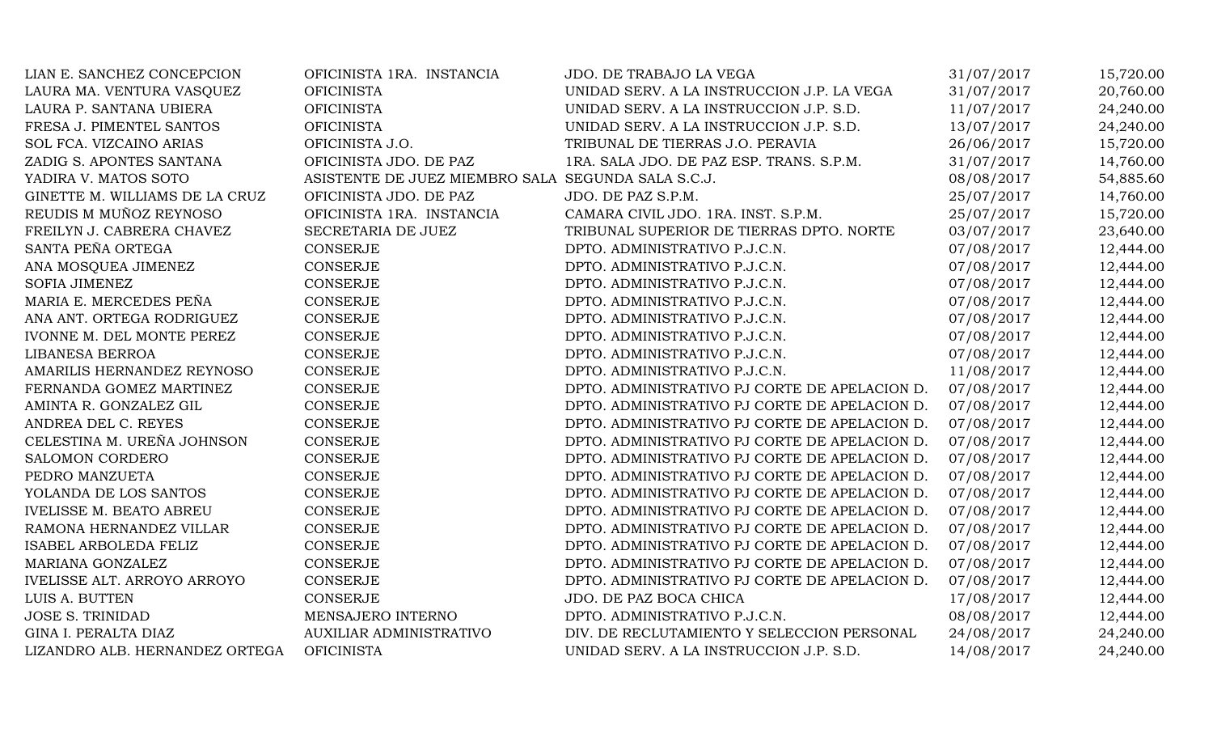| | | | | |
|---|---|---|---|---|
| LIAN E. SANCHEZ CONCEPCION | OFICINISTA 1RA. INSTANCIA | JDO. DE TRABAJO LA VEGA | 31/07/2017 | 15,720.00 |
| LAURA MA. VENTURA VASQUEZ | OFICINISTA | UNIDAD SERV. A LA INSTRUCCION J.P. LA VEGA | 31/07/2017 | 20,760.00 |
| LAURA P. SANTANA UBIERA | OFICINISTA | UNIDAD SERV. A LA INSTRUCCION J.P. S.D. | 11/07/2017 | 24,240.00 |
| FRESA J. PIMENTEL SANTOS | OFICINISTA | UNIDAD SERV. A LA INSTRUCCION J.P. S.D. | 13/07/2017 | 24,240.00 |
| SOL FCA. VIZCAINO ARIAS | OFICINISTA J.O. | TRIBUNAL DE TIERRAS J.O. PERAVIA | 26/06/2017 | 15,720.00 |
| ZADIG S. APONTES SANTANA | OFICINISTA JDO. DE PAZ | 1RA. SALA JDO. DE PAZ ESP. TRANS. S.P.M. | 31/07/2017 | 14,760.00 |
| YADIRA V. MATOS SOTO | ASISTENTE DE JUEZ MIEMBRO SALA | SEGUNDA SALA S.C.J. | 08/08/2017 | 54,885.60 |
| GINETTE M. WILLIAMS DE LA CRUZ | OFICINISTA JDO. DE PAZ | JDO. DE PAZ S.P.M. | 25/07/2017 | 14,760.00 |
| REUDIS M MUÑOZ REYNOSO | OFICINISTA 1RA. INSTANCIA | CAMARA CIVIL JDO. 1RA. INST. S.P.M. | 25/07/2017 | 15,720.00 |
| FREILYN J. CABRERA CHAVEZ | SECRETARIA DE JUEZ | TRIBUNAL SUPERIOR DE TIERRAS DPTO. NORTE | 03/07/2017 | 23,640.00 |
| SANTA PEÑA ORTEGA | CONSERJE | DPTO. ADMINISTRATIVO P.J.C.N. | 07/08/2017 | 12,444.00 |
| ANA MOSQUEA JIMENEZ | CONSERJE | DPTO. ADMINISTRATIVO P.J.C.N. | 07/08/2017 | 12,444.00 |
| SOFIA JIMENEZ | CONSERJE | DPTO. ADMINISTRATIVO P.J.C.N. | 07/08/2017 | 12,444.00 |
| MARIA E. MERCEDES PEÑA | CONSERJE | DPTO. ADMINISTRATIVO P.J.C.N. | 07/08/2017 | 12,444.00 |
| ANA ANT. ORTEGA RODRIGUEZ | CONSERJE | DPTO. ADMINISTRATIVO P.J.C.N. | 07/08/2017 | 12,444.00 |
| IVONNE M. DEL MONTE PEREZ | CONSERJE | DPTO. ADMINISTRATIVO P.J.C.N. | 07/08/2017 | 12,444.00 |
| LIBANESA BERROA | CONSERJE | DPTO. ADMINISTRATIVO P.J.C.N. | 07/08/2017 | 12,444.00 |
| AMARILIS HERNANDEZ REYNOSO | CONSERJE | DPTO. ADMINISTRATIVO P.J.C.N. | 11/08/2017 | 12,444.00 |
| FERNANDA GOMEZ MARTINEZ | CONSERJE | DPTO. ADMINISTRATIVO PJ CORTE DE APELACION D. | 07/08/2017 | 12,444.00 |
| AMINTA R. GONZALEZ GIL | CONSERJE | DPTO. ADMINISTRATIVO PJ CORTE DE APELACION D. | 07/08/2017 | 12,444.00 |
| ANDREA DEL C. REYES | CONSERJE | DPTO. ADMINISTRATIVO PJ CORTE DE APELACION D. | 07/08/2017 | 12,444.00 |
| CELESTINA M. UREÑA JOHNSON | CONSERJE | DPTO. ADMINISTRATIVO PJ CORTE DE APELACION D. | 07/08/2017 | 12,444.00 |
| SALOMON CORDERO | CONSERJE | DPTO. ADMINISTRATIVO PJ CORTE DE APELACION D. | 07/08/2017 | 12,444.00 |
| PEDRO MANZUETA | CONSERJE | DPTO. ADMINISTRATIVO PJ CORTE DE APELACION D. | 07/08/2017 | 12,444.00 |
| YOLANDA DE LOS SANTOS | CONSERJE | DPTO. ADMINISTRATIVO PJ CORTE DE APELACION D. | 07/08/2017 | 12,444.00 |
| IVELISSE M. BEATO ABREU | CONSERJE | DPTO. ADMINISTRATIVO PJ CORTE DE APELACION D. | 07/08/2017 | 12,444.00 |
| RAMONA HERNANDEZ VILLAR | CONSERJE | DPTO. ADMINISTRATIVO PJ CORTE DE APELACION D. | 07/08/2017 | 12,444.00 |
| ISABEL ARBOLEDA FELIZ | CONSERJE | DPTO. ADMINISTRATIVO PJ CORTE DE APELACION D. | 07/08/2017 | 12,444.00 |
| MARIANA GONZALEZ | CONSERJE | DPTO. ADMINISTRATIVO PJ CORTE DE APELACION D. | 07/08/2017 | 12,444.00 |
| IVELISSE ALT. ARROYO ARROYO | CONSERJE | DPTO. ADMINISTRATIVO PJ CORTE DE APELACION D. | 07/08/2017 | 12,444.00 |
| LUIS A. BUTTEN | CONSERJE | JDO. DE PAZ BOCA CHICA | 17/08/2017 | 12,444.00 |
| JOSE S. TRINIDAD | MENSAJERO INTERNO | DPTO. ADMINISTRATIVO P.J.C.N. | 08/08/2017 | 12,444.00 |
| GINA I. PERALTA DIAZ | AUXILIAR ADMINISTRATIVO | DIV. DE RECLUTAMIENTO Y SELECCION PERSONAL | 24/08/2017 | 24,240.00 |
| LIZANDRO ALB. HERNANDEZ ORTEGA | OFICINISTA | UNIDAD SERV. A LA INSTRUCCION J.P. S.D. | 14/08/2017 | 24,240.00 |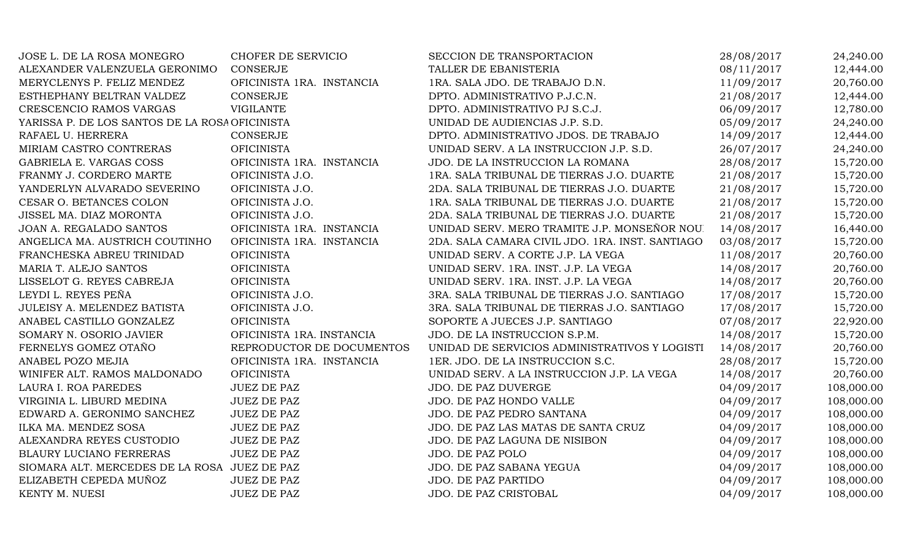| | | | | |
|---|---|---|---|---|
| JOSE L. DE LA ROSA MONEGRO | CHOFER DE SERVICIO | SECCION DE TRANSPORTACION | 28/08/2017 | 24,240.00 |
| ALEXANDER VALENZUELA GERONIMO | CONSERJE | TALLER DE EBANISTERIA | 08/11/2017 | 12,444.00 |
| MERYCLENYS P. FELIZ MENDEZ | OFICINISTA 1RA. INSTANCIA | 1RA. SALA JDO. DE TRABAJO D.N. | 11/09/2017 | 20,760.00 |
| ESTHEPHANY BELTRAN VALDEZ | CONSERJE | DPTO. ADMINISTRATIVO P.J.C.N. | 21/08/2017 | 12,444.00 |
| CRESCENCIO RAMOS VARGAS | VIGILANTE | DPTO. ADMINISTRATIVO PJ S.C.J. | 06/09/2017 | 12,780.00 |
| YARISSA P. DE LOS SANTOS DE LA ROSA | OFICINISTA | UNIDAD DE AUDIENCIAS J.P. S.D. | 05/09/2017 | 24,240.00 |
| RAFAEL U. HERRERA | CONSERJE | DPTO. ADMINISTRATIVO JDOS. DE TRABAJO | 14/09/2017 | 12,444.00 |
| MIRIAM CASTRO CONTRERAS | OFICINISTA | UNIDAD SERV. A LA INSTRUCCION J.P. S.D. | 26/07/2017 | 24,240.00 |
| GABRIELA E. VARGAS COSS | OFICINISTA 1RA. INSTANCIA | JDO. DE LA INSTRUCCION LA ROMANA | 28/08/2017 | 15,720.00 |
| FRANMY J. CORDERO MARTE | OFICINISTA J.O. | 1RA. SALA TRIBUNAL DE TIERRAS J.O. DUARTE | 21/08/2017 | 15,720.00 |
| YANDERLYN ALVARADO SEVERINO | OFICINISTA J.O. | 2DA. SALA TRIBUNAL DE TIERRAS J.O. DUARTE | 21/08/2017 | 15,720.00 |
| CESAR O. BETANCES COLON | OFICINISTA J.O. | 1RA. SALA TRIBUNAL DE TIERRAS J.O. DUARTE | 21/08/2017 | 15,720.00 |
| JISSEL MA. DIAZ MORONTA | OFICINISTA J.O. | 2DA. SALA TRIBUNAL DE TIERRAS J.O. DUARTE | 21/08/2017 | 15,720.00 |
| JOAN A. REGALADO SANTOS | OFICINISTA 1RA. INSTANCIA | UNIDAD SERV. MERO TRAMITE J.P. MONSEÑOR NOU | 14/08/2017 | 16,440.00 |
| ANGELICA MA. AUSTRICH COUTINHO | OFICINISTA 1RA. INSTANCIA | 2DA. SALA CAMARA CIVIL JDO. 1RA. INST. SANTIAGO | 03/08/2017 | 15,720.00 |
| FRANCHESKA ABREU TRINIDAD | OFICINISTA | UNIDAD SERV. A CORTE J.P. LA VEGA | 11/08/2017 | 20,760.00 |
| MARIA T. ALEJO SANTOS | OFICINISTA | UNIDAD SERV. 1RA. INST. J.P. LA VEGA | 14/08/2017 | 20,760.00 |
| LISSELOT G. REYES CABREJA | OFICINISTA | UNIDAD SERV. 1RA. INST. J.P. LA VEGA | 14/08/2017 | 20,760.00 |
| LEYDI L. REYES PEÑA | OFICINISTA J.O. | 3RA. SALA TRIBUNAL DE TIERRAS J.O. SANTIAGO | 17/08/2017 | 15,720.00 |
| JULEISY A. MELENDEZ BATISTA | OFICINISTA J.O. | 3RA. SALA TRIBUNAL DE TIERRAS J.O. SANTIAGO | 17/08/2017 | 15,720.00 |
| ANABEL CASTILLO GONZALEZ | OFICINISTA | SOPORTE A JUECES J.P. SANTIAGO | 07/08/2017 | 22,920.00 |
| SOMARY N. OSORIO JAVIER | OFICINISTA 1RA. INSTANCIA | JDO. DE LA INSTRUCCION S.P.M. | 14/08/2017 | 15,720.00 |
| FERNELYS GOMEZ OTAÑO | REPRODUCTOR DE DOCUMENTOS | UNIDAD DE SERVICIOS ADMINISTRATIVOS Y LOGISTI | 14/08/2017 | 20,760.00 |
| ANABEL POZO MEJIA | OFICINISTA 1RA. INSTANCIA | 1ER. JDO. DE LA INSTRUCCION S.C. | 28/08/2017 | 15,720.00 |
| WINIFER ALT. RAMOS MALDONADO | OFICINISTA | UNIDAD SERV. A LA INSTRUCCION J.P. LA VEGA | 14/08/2017 | 20,760.00 |
| LAURA I. ROA PAREDES | JUEZ DE PAZ | JDO. DE PAZ DUVERGE | 04/09/2017 | 108,000.00 |
| VIRGINIA L. LIBURD MEDINA | JUEZ DE PAZ | JDO. DE PAZ HONDO VALLE | 04/09/2017 | 108,000.00 |
| EDWARD A. GERONIMO SANCHEZ | JUEZ DE PAZ | JDO. DE PAZ PEDRO SANTANA | 04/09/2017 | 108,000.00 |
| ILKA MA. MENDEZ SOSA | JUEZ DE PAZ | JDO. DE PAZ LAS MATAS DE SANTA CRUZ | 04/09/2017 | 108,000.00 |
| ALEXANDRA REYES CUSTODIO | JUEZ DE PAZ | JDO. DE PAZ LAGUNA DE NISIBON | 04/09/2017 | 108,000.00 |
| BLAURY LUCIANO FERRERAS | JUEZ DE PAZ | JDO. DE PAZ POLO | 04/09/2017 | 108,000.00 |
| SIOMARA ALT. MERCEDES DE LA ROSA | JUEZ DE PAZ | JDO. DE PAZ SABANA YEGUA | 04/09/2017 | 108,000.00 |
| ELIZABETH CEPEDA MUÑOZ | JUEZ DE PAZ | JDO. DE PAZ PARTIDO | 04/09/2017 | 108,000.00 |
| KENTY M. NUESI | JUEZ DE PAZ | JDO. DE PAZ CRISTOBAL | 04/09/2017 | 108,000.00 |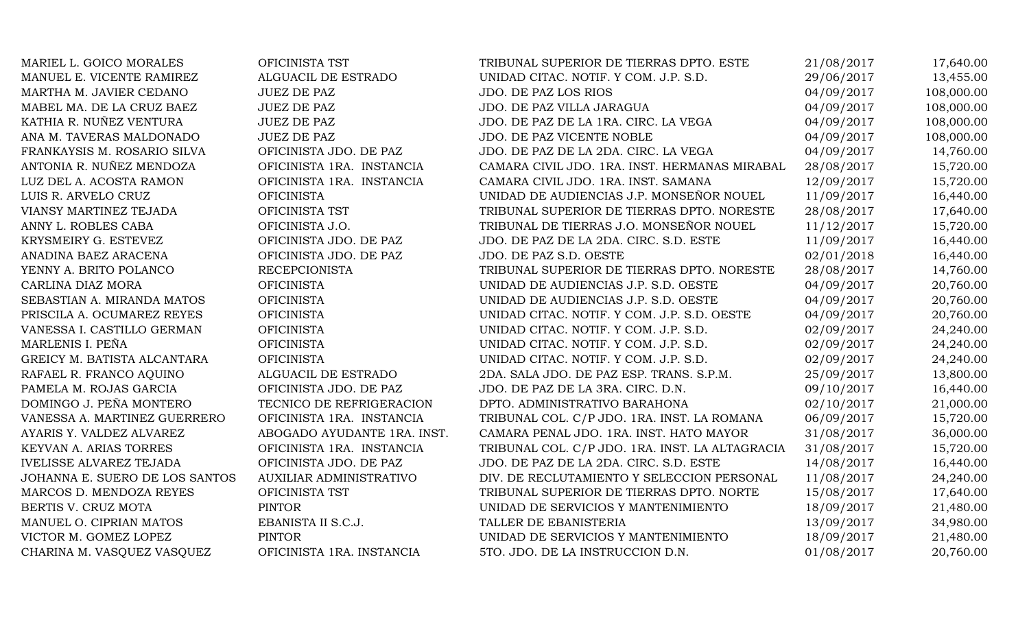| | | | | |
|---|---|---|---|---|
| MARIEL L. GOICO MORALES | OFICINISTA TST | TRIBUNAL SUPERIOR DE TIERRAS DPTO. ESTE | 21/08/2017 | 17,640.00 |
| MANUEL E. VICENTE RAMIREZ | ALGUACIL DE ESTRADO | UNIDAD CITAC. NOTIF. Y COM. J.P. S.D. | 29/06/2017 | 13,455.00 |
| MARTHA M. JAVIER CEDANO | JUEZ DE PAZ | JDO. DE PAZ LOS RIOS | 04/09/2017 | 108,000.00 |
| MABEL MA. DE LA CRUZ BAEZ | JUEZ DE PAZ | JDO. DE PAZ VILLA JARAGUA | 04/09/2017 | 108,000.00 |
| KATHIA R. NUÑEZ VENTURA | JUEZ DE PAZ | JDO. DE PAZ DE LA 1RA. CIRC. LA VEGA | 04/09/2017 | 108,000.00 |
| ANA M. TAVERAS MALDONADO | JUEZ DE PAZ | JDO. DE PAZ VICENTE NOBLE | 04/09/2017 | 108,000.00 |
| FRANKAYSIS M. ROSARIO SILVA | OFICINISTA JDO. DE PAZ | JDO. DE PAZ DE LA 2DA. CIRC. LA VEGA | 04/09/2017 | 14,760.00 |
| ANTONIA R. NUÑEZ MENDOZA | OFICINISTA 1RA. INSTANCIA | CAMARA CIVIL JDO. 1RA. INST. HERMANAS MIRABAL | 28/08/2017 | 15,720.00 |
| LUZ DEL A. ACOSTA RAMON | OFICINISTA 1RA. INSTANCIA | CAMARA CIVIL JDO. 1RA. INST. SAMANA | 12/09/2017 | 15,720.00 |
| LUIS R. ARVELO CRUZ | OFICINISTA | UNIDAD DE AUDIENCIAS J.P. MONSEÑOR NOUEL | 11/09/2017 | 16,440.00 |
| VIANSY MARTINEZ TEJADA | OFICINISTA TST | TRIBUNAL SUPERIOR DE TIERRAS DPTO. NORESTE | 28/08/2017 | 17,640.00 |
| ANNY L. ROBLES CABA | OFICINISTA J.O. | TRIBUNAL DE TIERRAS J.O. MONSEÑOR NOUEL | 11/12/2017 | 15,720.00 |
| KRYSMEIRY G. ESTEVEZ | OFICINISTA JDO. DE PAZ | JDO. DE PAZ DE LA 2DA. CIRC. S.D. ESTE | 11/09/2017 | 16,440.00 |
| ANADINA BAEZ ARACENA | OFICINISTA JDO. DE PAZ | JDO. DE PAZ S.D. OESTE | 02/01/2018 | 16,440.00 |
| YENNY A. BRITO POLANCO | RECEPCIONISTA | TRIBUNAL SUPERIOR DE TIERRAS DPTO. NORESTE | 28/08/2017 | 14,760.00 |
| CARLINA DIAZ MORA | OFICINISTA | UNIDAD DE AUDIENCIAS J.P. S.D. OESTE | 04/09/2017 | 20,760.00 |
| SEBASTIAN A. MIRANDA MATOS | OFICINISTA | UNIDAD DE AUDIENCIAS J.P. S.D. OESTE | 04/09/2017 | 20,760.00 |
| PRISCILA A. OCUMAREZ REYES | OFICINISTA | UNIDAD CITAC. NOTIF. Y COM. J.P. S.D. OESTE | 04/09/2017 | 20,760.00 |
| VANESSA I. CASTILLO GERMAN | OFICINISTA | UNIDAD CITAC. NOTIF. Y COM. J.P. S.D. | 02/09/2017 | 24,240.00 |
| MARLENIS I. PEÑA | OFICINISTA | UNIDAD CITAC. NOTIF. Y COM. J.P. S.D. | 02/09/2017 | 24,240.00 |
| GREICY M. BATISTA ALCANTARA | OFICINISTA | UNIDAD CITAC. NOTIF. Y COM. J.P. S.D. | 02/09/2017 | 24,240.00 |
| RAFAEL R. FRANCO AQUINO | ALGUACIL DE ESTRADO | 2DA. SALA JDO. DE PAZ ESP. TRANS. S.P.M. | 25/09/2017 | 13,800.00 |
| PAMELA M. ROJAS GARCIA | OFICINISTA JDO. DE PAZ | JDO. DE PAZ DE LA 3RA. CIRC. D.N. | 09/10/2017 | 16,440.00 |
| DOMINGO J. PEÑA MONTERO | TECNICO DE REFRIGERACION | DPTO. ADMINISTRATIVO BARAHONA | 02/10/2017 | 21,000.00 |
| VANESSA A. MARTINEZ GUERRERO | OFICINISTA 1RA. INSTANCIA | TRIBUNAL COL. C/P JDO. 1RA. INST. LA ROMANA | 06/09/2017 | 15,720.00 |
| AYARIS Y. VALDEZ ALVAREZ | ABOGADO AYUDANTE 1RA. INST. | CAMARA PENAL JDO. 1RA. INST. HATO MAYOR | 31/08/2017 | 36,000.00 |
| KEYVAN A. ARIAS TORRES | OFICINISTA 1RA. INSTANCIA | TRIBUNAL COL. C/P JDO. 1RA. INST. LA ALTAGRACIA | 31/08/2017 | 15,720.00 |
| IVELISSE ALVAREZ TEJADA | OFICINISTA JDO. DE PAZ | JDO. DE PAZ DE LA 2DA. CIRC. S.D. ESTE | 14/08/2017 | 16,440.00 |
| JOHANNA E. SUERO DE LOS SANTOS | AUXILIAR ADMINISTRATIVO | DIV. DE RECLUTAMIENTO Y SELECCION PERSONAL | 11/08/2017 | 24,240.00 |
| MARCOS D. MENDOZA REYES | OFICINISTA TST | TRIBUNAL SUPERIOR DE TIERRAS DPTO. NORTE | 15/08/2017 | 17,640.00 |
| BERTIS V. CRUZ MOTA | PINTOR | UNIDAD DE SERVICIOS Y MANTENIMIENTO | 18/09/2017 | 21,480.00 |
| MANUEL O. CIPRIAN MATOS | EBANISTA II S.C.J. | TALLER DE EBANISTERIA | 13/09/2017 | 34,980.00 |
| VICTOR M. GOMEZ LOPEZ | PINTOR | UNIDAD DE SERVICIOS Y MANTENIMIENTO | 18/09/2017 | 21,480.00 |
| CHARINA M. VASQUEZ VASQUEZ | OFICINISTA 1RA. INSTANCIA | 5TO. JDO. DE LA INSTRUCCION D.N. | 01/08/2017 | 20,760.00 |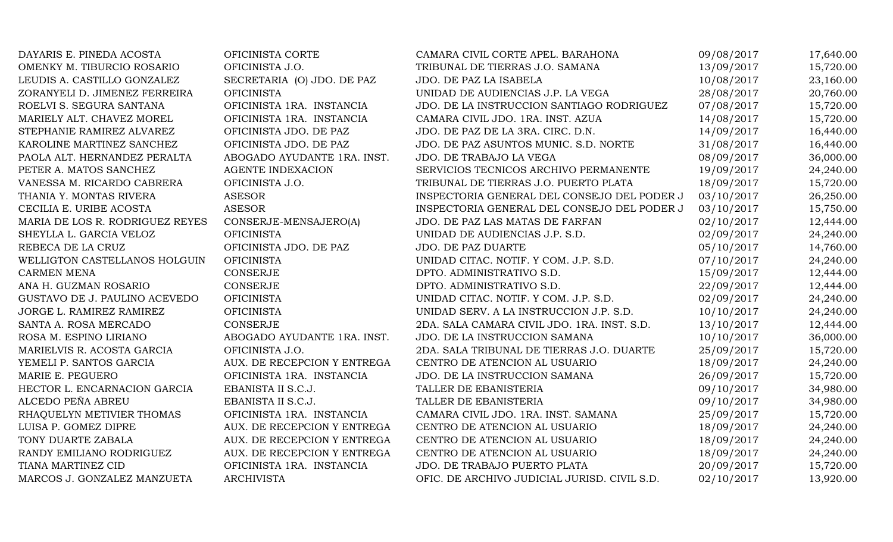| | | | | |
|---|---|---|---|---|
| DAYARIS E. PINEDA ACOSTA | OFICINISTA CORTE | CAMARA CIVIL CORTE APEL. BARAHONA | 09/08/2017 | 17,640.00 |
| OMENKY M. TIBURCIO ROSARIO | OFICINISTA J.O. | TRIBUNAL DE TIERRAS J.O. SAMANA | 13/09/2017 | 15,720.00 |
| LEUDIS A. CASTILLO GONZALEZ | SECRETARIA (O) JDO. DE PAZ | JDO. DE PAZ LA ISABELA | 10/08/2017 | 23,160.00 |
| ZORANYELI D. JIMENEZ FERREIRA | OFICINISTA | UNIDAD DE AUDIENCIAS J.P. LA VEGA | 28/08/2017 | 20,760.00 |
| ROELVI S. SEGURA SANTANA | OFICINISTA 1RA. INSTANCIA | JDO. DE LA INSTRUCCION SANTIAGO RODRIGUEZ | 07/08/2017 | 15,720.00 |
| MARIELY ALT. CHAVEZ MOREL | OFICINISTA 1RA. INSTANCIA | CAMARA CIVIL JDO. 1RA. INST. AZUA | 14/08/2017 | 15,720.00 |
| STEPHANIE RAMIREZ ALVAREZ | OFICINISTA JDO. DE PAZ | JDO. DE PAZ DE LA 3RA. CIRC. D.N. | 14/09/2017 | 16,440.00 |
| KAROLINE MARTINEZ SANCHEZ | OFICINISTA JDO. DE PAZ | JDO. DE PAZ ASUNTOS MUNIC. S.D. NORTE | 31/08/2017 | 16,440.00 |
| PAOLA ALT. HERNANDEZ PERALTA | ABOGADO AYUDANTE 1RA. INST. | JDO. DE TRABAJO LA VEGA | 08/09/2017 | 36,000.00 |
| PETER A. MATOS SANCHEZ | AGENTE INDEXACION | SERVICIOS TECNICOS ARCHIVO PERMANENTE | 19/09/2017 | 24,240.00 |
| VANESSA M. RICARDO CABRERA | OFICINISTA J.O. | TRIBUNAL DE TIERRAS J.O. PUERTO PLATA | 18/09/2017 | 15,720.00 |
| THANIA Y. MONTAS RIVERA | ASESOR | INSPECTORIA GENERAL DEL CONSEJO DEL PODER J | 03/10/2017 | 26,250.00 |
| CECILIA E. URIBE ACOSTA | ASESOR | INSPECTORIA GENERAL DEL CONSEJO DEL PODER J | 03/10/2017 | 15,750.00 |
| MARIA DE LOS R. RODRIGUEZ REYES | CONSERJE-MENSAJERO(A) | JDO. DE PAZ LAS MATAS DE FARFAN | 02/10/2017 | 12,444.00 |
| SHEYLLA L. GARCIA VELOZ | OFICINISTA | UNIDAD DE AUDIENCIAS J.P. S.D. | 02/09/2017 | 24,240.00 |
| REBECA DE LA CRUZ | OFICINISTA JDO. DE PAZ | JDO. DE PAZ DUARTE | 05/10/2017 | 14,760.00 |
| WELLIGTON CASTELLANOS HOLGUIN | OFICINISTA | UNIDAD CITAC. NOTIF. Y COM. J.P. S.D. | 07/10/2017 | 24,240.00 |
| CARMEN MENA | CONSERJE | DPTO. ADMINISTRATIVO S.D. | 15/09/2017 | 12,444.00 |
| ANA H. GUZMAN ROSARIO | CONSERJE | DPTO. ADMINISTRATIVO S.D. | 22/09/2017 | 12,444.00 |
| GUSTAVO DE J. PAULINO ACEVEDO | OFICINISTA | UNIDAD CITAC. NOTIF. Y COM. J.P. S.D. | 02/09/2017 | 24,240.00 |
| JORGE L. RAMIREZ RAMIREZ | OFICINISTA | UNIDAD SERV. A LA INSTRUCCION J.P. S.D. | 10/10/2017 | 24,240.00 |
| SANTA A. ROSA MERCADO | CONSERJE | 2DA. SALA CAMARA CIVIL JDO. 1RA. INST. S.D. | 13/10/2017 | 12,444.00 |
| ROSA M. ESPINO LIRIANO | ABOGADO AYUDANTE 1RA. INST. | JDO. DE LA INSTRUCCION SAMANA | 10/10/2017 | 36,000.00 |
| MARIELVIS R. ACOSTA GARCIA | OFICINISTA J.O. | 2DA. SALA TRIBUNAL DE TIERRAS J.O. DUARTE | 25/09/2017 | 15,720.00 |
| YEMELI P. SANTOS GARCIA | AUX. DE RECEPCION Y ENTREGA | CENTRO DE ATENCION AL USUARIO | 18/09/2017 | 24,240.00 |
| MARIE E. PEGUERO | OFICINISTA 1RA. INSTANCIA | JDO. DE LA INSTRUCCION SAMANA | 26/09/2017 | 15,720.00 |
| HECTOR L. ENCARNACION GARCIA | EBANISTA II S.C.J. | TALLER DE EBANISTERIA | 09/10/2017 | 34,980.00 |
| ALCEDO PEÑA ABREU | EBANISTA II S.C.J. | TALLER DE EBANISTERIA | 09/10/2017 | 34,980.00 |
| RHAQUELYN METIVIER THOMAS | OFICINISTA 1RA. INSTANCIA | CAMARA CIVIL JDO. 1RA. INST. SAMANA | 25/09/2017 | 15,720.00 |
| LUISA P. GOMEZ DIPRE | AUX. DE RECEPCION Y ENTREGA | CENTRO DE ATENCION AL USUARIO | 18/09/2017 | 24,240.00 |
| TONY DUARTE ZABALA | AUX. DE RECEPCION Y ENTREGA | CENTRO DE ATENCION AL USUARIO | 18/09/2017 | 24,240.00 |
| RANDY EMILIANO RODRIGUEZ | AUX. DE RECEPCION Y ENTREGA | CENTRO DE ATENCION AL USUARIO | 18/09/2017 | 24,240.00 |
| TIANA MARTINEZ CID | OFICINISTA 1RA. INSTANCIA | JDO. DE TRABAJO PUERTO PLATA | 20/09/2017 | 15,720.00 |
| MARCOS J. GONZALEZ MANZUETA | ARCHIVISTA | OFIC. DE ARCHIVO JUDICIAL JURISD. CIVIL S.D. | 02/10/2017 | 13,920.00 |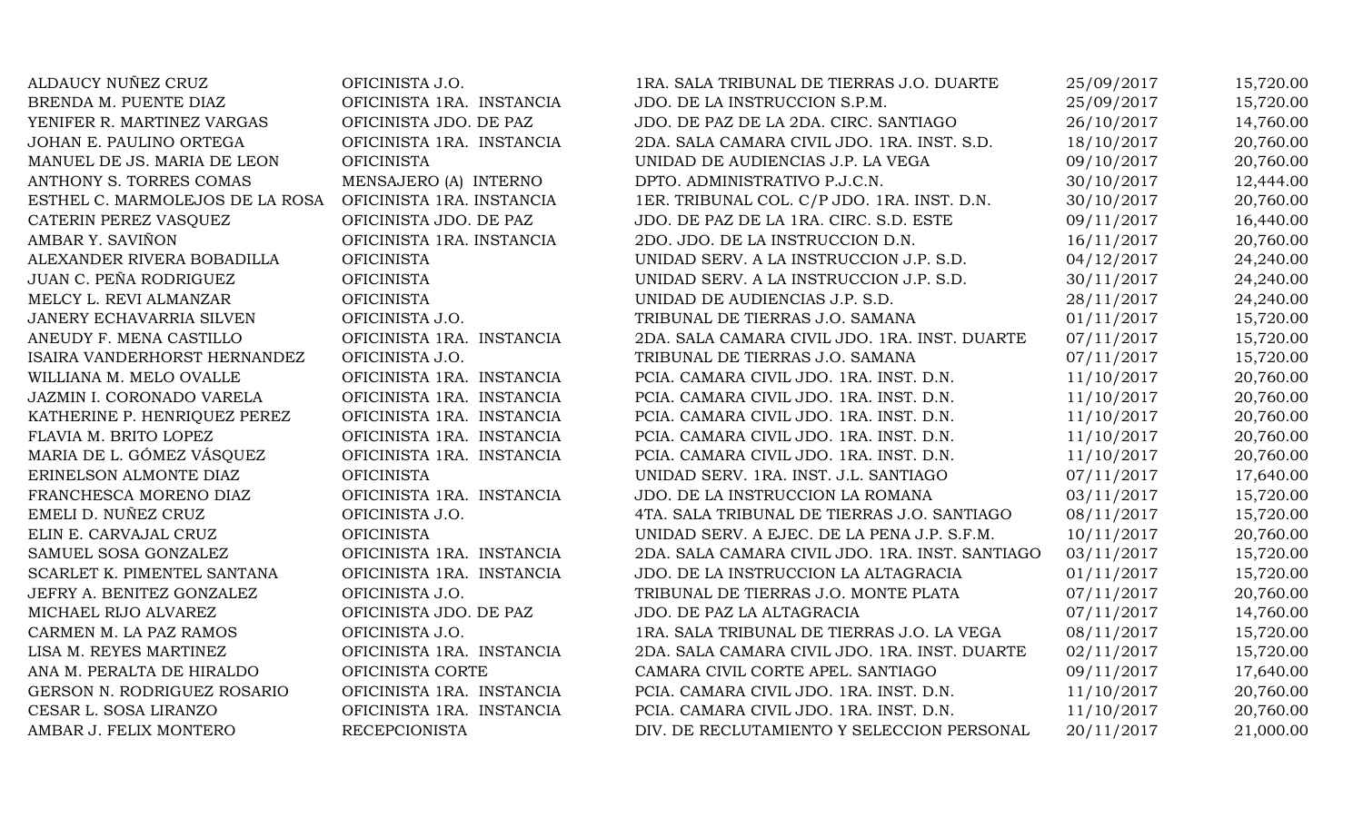| | | | | |
|---|---|---|---|---|
| ALDAUCY NUÑEZ CRUZ | OFICINISTA J.O. | 1RA. SALA TRIBUNAL DE TIERRAS J.O. DUARTE | 25/09/2017 | 15,720.00 |
| BRENDA M. PUENTE DIAZ | OFICINISTA 1RA. INSTANCIA | JDO. DE LA INSTRUCCION S.P.M. | 25/09/2017 | 15,720.00 |
| YENIFER R. MARTINEZ VARGAS | OFICINISTA JDO. DE PAZ | JDO. DE PAZ DE LA 2DA. CIRC. SANTIAGO | 26/10/2017 | 14,760.00 |
| JOHAN E. PAULINO ORTEGA | OFICINISTA 1RA. INSTANCIA | 2DA. SALA CAMARA CIVIL JDO. 1RA. INST. S.D. | 18/10/2017 | 20,760.00 |
| MANUEL DE JS. MARIA DE LEON | OFICINISTA | UNIDAD DE AUDIENCIAS J.P. LA VEGA | 09/10/2017 | 20,760.00 |
| ANTHONY S. TORRES COMAS | MENSAJERO (A) INTERNO | DPTO. ADMINISTRATIVO P.J.C.N. | 30/10/2017 | 12,444.00 |
| ESTHEL C. MARMOLEJOS DE LA ROSA | OFICINISTA 1RA. INSTANCIA | 1ER. TRIBUNAL COL. C/P JDO. 1RA. INST. D.N. | 30/10/2017 | 20,760.00 |
| CATERIN PEREZ VASQUEZ | OFICINISTA JDO. DE PAZ | JDO. DE PAZ DE LA 1RA. CIRC. S.D. ESTE | 09/11/2017 | 16,440.00 |
| AMBAR Y. SAVIÑON | OFICINISTA 1RA. INSTANCIA | 2DO. JDO. DE LA INSTRUCCION D.N. | 16/11/2017 | 20,760.00 |
| ALEXANDER RIVERA BOBADILLA | OFICINISTA | UNIDAD SERV. A LA INSTRUCCION J.P. S.D. | 04/12/2017 | 24,240.00 |
| JUAN C. PEÑA RODRIGUEZ | OFICINISTA | UNIDAD SERV. A LA INSTRUCCION J.P. S.D. | 30/11/2017 | 24,240.00 |
| MELCY L. REVI ALMANZAR | OFICINISTA | UNIDAD DE AUDIENCIAS J.P. S.D. | 28/11/2017 | 24,240.00 |
| JANERY ECHAVARRIA SILVEN | OFICINISTA J.O. | TRIBUNAL DE TIERRAS J.O. SAMANA | 01/11/2017 | 15,720.00 |
| ANEUDY F. MENA CASTILLO | OFICINISTA 1RA. INSTANCIA | 2DA. SALA CAMARA CIVIL JDO. 1RA. INST. DUARTE | 07/11/2017 | 15,720.00 |
| ISAIRA VANDERHORST HERNANDEZ | OFICINISTA J.O. | TRIBUNAL DE TIERRAS J.O. SAMANA | 07/11/2017 | 15,720.00 |
| WILLIANA M. MELO OVALLE | OFICINISTA 1RA. INSTANCIA | PCIA. CAMARA CIVIL JDO. 1RA. INST. D.N. | 11/10/2017 | 20,760.00 |
| JAZMIN I. CORONADO VARELA | OFICINISTA 1RA. INSTANCIA | PCIA. CAMARA CIVIL JDO. 1RA. INST. D.N. | 11/10/2017 | 20,760.00 |
| KATHERINE P. HENRIQUEZ PEREZ | OFICINISTA 1RA. INSTANCIA | PCIA. CAMARA CIVIL JDO. 1RA. INST. D.N. | 11/10/2017 | 20,760.00 |
| FLAVIA M. BRITO LOPEZ | OFICINISTA 1RA. INSTANCIA | PCIA. CAMARA CIVIL JDO. 1RA. INST. D.N. | 11/10/2017 | 20,760.00 |
| MARIA DE L. GÓMEZ VÁSQUEZ | OFICINISTA 1RA. INSTANCIA | PCIA. CAMARA CIVIL JDO. 1RA. INST. D.N. | 11/10/2017 | 20,760.00 |
| ERINELSON ALMONTE DIAZ | OFICINISTA | UNIDAD SERV. 1RA. INST. J.L. SANTIAGO | 07/11/2017 | 17,640.00 |
| FRANCHESCA MORENO DIAZ | OFICINISTA 1RA. INSTANCIA | JDO. DE LA INSTRUCCION LA ROMANA | 03/11/2017 | 15,720.00 |
| EMELI D. NUÑEZ CRUZ | OFICINISTA J.O. | 4TA. SALA TRIBUNAL DE TIERRAS J.O. SANTIAGO | 08/11/2017 | 15,720.00 |
| ELIN E. CARVAJAL CRUZ | OFICINISTA | UNIDAD SERV. A EJEC. DE LA PENA J.P. S.F.M. | 10/11/2017 | 20,760.00 |
| SAMUEL SOSA GONZALEZ | OFICINISTA 1RA. INSTANCIA | 2DA. SALA CAMARA CIVIL JDO. 1RA. INST. SANTIAGO | 03/11/2017 | 15,720.00 |
| SCARLET K. PIMENTEL SANTANA | OFICINISTA 1RA. INSTANCIA | JDO. DE LA INSTRUCCION LA ALTAGRACIA | 01/11/2017 | 15,720.00 |
| JEFRY A. BENITEZ GONZALEZ | OFICINISTA J.O. | TRIBUNAL DE TIERRAS J.O. MONTE PLATA | 07/11/2017 | 20,760.00 |
| MICHAEL RIJO ALVAREZ | OFICINISTA JDO. DE PAZ | JDO. DE PAZ LA ALTAGRACIA | 07/11/2017 | 14,760.00 |
| CARMEN M. LA PAZ RAMOS | OFICINISTA J.O. | 1RA. SALA TRIBUNAL DE TIERRAS J.O. LA VEGA | 08/11/2017 | 15,720.00 |
| LISA M. REYES MARTINEZ | OFICINISTA 1RA. INSTANCIA | 2DA. SALA CAMARA CIVIL JDO. 1RA. INST. DUARTE | 02/11/2017 | 15,720.00 |
| ANA M. PERALTA DE HIRALDO | OFICINISTA CORTE | CAMARA CIVIL CORTE APEL. SANTIAGO | 09/11/2017 | 17,640.00 |
| GERSON N. RODRIGUEZ ROSARIO | OFICINISTA 1RA. INSTANCIA | PCIA. CAMARA CIVIL JDO. 1RA. INST. D.N. | 11/10/2017 | 20,760.00 |
| CESAR L. SOSA LIRANZO | OFICINISTA 1RA. INSTANCIA | PCIA. CAMARA CIVIL JDO. 1RA. INST. D.N. | 11/10/2017 | 20,760.00 |
| AMBAR J. FELIX MONTERO | RECEPCIONISTA | DIV. DE RECLUTAMIENTO Y SELECCION PERSONAL | 20/11/2017 | 21,000.00 |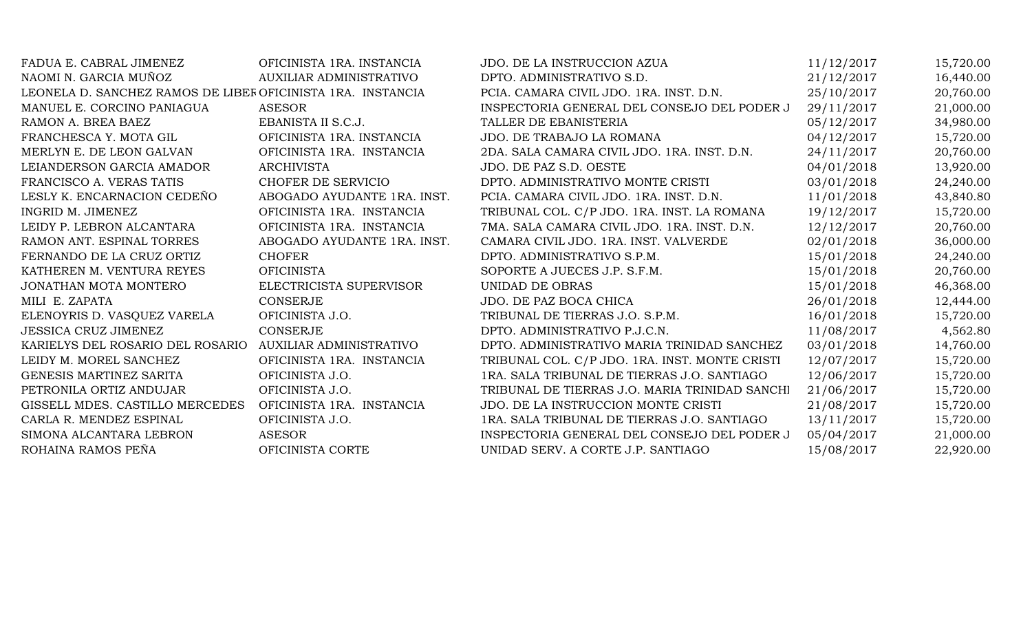| | | | | |
|---|---|---|---|---|
| FADUA E. CABRAL JIMENEZ | OFICINISTA 1RA. INSTANCIA | JDO. DE LA INSTRUCCION AZUA | 11/12/2017 | 15,720.00 |
| NAOMI N. GARCIA MUÑOZ | AUXILIAR ADMINISTRATIVO | DPTO. ADMINISTRATIVO S.D. | 21/12/2017 | 16,440.00 |
| LEONELA D. SANCHEZ RAMOS DE LIBEF | OFICINISTA 1RA. INSTANCIA | PCIA. CAMARA CIVIL JDO. 1RA. INST. D.N. | 25/10/2017 | 20,760.00 |
| MANUEL E. CORCINO PANIAGUA | ASESOR | INSPECTORIA GENERAL DEL CONSEJO DEL PODER J | 29/11/2017 | 21,000.00 |
| RAMON A. BREA BAEZ | EBANISTA II S.C.J. | TALLER DE EBANISTERIA | 05/12/2017 | 34,980.00 |
| FRANCHESCA Y. MOTA GIL | OFICINISTA 1RA. INSTANCIA | JDO. DE TRABAJO LA ROMANA | 04/12/2017 | 15,720.00 |
| MERLYN E. DE LEON GALVAN | OFICINISTA 1RA. INSTANCIA | 2DA. SALA CAMARA CIVIL JDO. 1RA. INST. D.N. | 24/11/2017 | 20,760.00 |
| LEIANDERSON GARCIA AMADOR | ARCHIVISTA | JDO. DE PAZ S.D. OESTE | 04/01/2018 | 13,920.00 |
| FRANCISCO A. VERAS TATIS | CHOFER DE SERVICIO | DPTO. ADMINISTRATIVO MONTE CRISTI | 03/01/2018 | 24,240.00 |
| LESLY K. ENCARNACION CEDEÑO | ABOGADO AYUDANTE 1RA. INST. | PCIA. CAMARA CIVIL JDO. 1RA. INST. D.N. | 11/01/2018 | 43,840.80 |
| INGRID M. JIMENEZ | OFICINISTA 1RA. INSTANCIA | TRIBUNAL COL. C/P JDO. 1RA. INST. LA ROMANA | 19/12/2017 | 15,720.00 |
| LEIDY P. LEBRON ALCANTARA | OFICINISTA 1RA. INSTANCIA | 7MA. SALA CAMARA CIVIL JDO. 1RA. INST. D.N. | 12/12/2017 | 20,760.00 |
| RAMON ANT. ESPINAL TORRES | ABOGADO AYUDANTE 1RA. INST. | CAMARA CIVIL JDO. 1RA. INST. VALVERDE | 02/01/2018 | 36,000.00 |
| FERNANDO DE LA CRUZ ORTIZ | CHOFER | DPTO. ADMINISTRATIVO S.P.M. | 15/01/2018 | 24,240.00 |
| KATHEREN M. VENTURA REYES | OFICINISTA | SOPORTE A JUECES J.P. S.F.M. | 15/01/2018 | 20,760.00 |
| JONATHAN MOTA MONTERO | ELECTRICISTA SUPERVISOR | UNIDAD DE OBRAS | 15/01/2018 | 46,368.00 |
| MILI E. ZAPATA | CONSERJE | JDO. DE PAZ BOCA CHICA | 26/01/2018 | 12,444.00 |
| ELENOYRIS D. VASQUEZ VARELA | OFICINISTA J.O. | TRIBUNAL DE TIERRAS J.O. S.P.M. | 16/01/2018 | 15,720.00 |
| JESSICA CRUZ JIMENEZ | CONSERJE | DPTO. ADMINISTRATIVO P.J.C.N. | 11/08/2017 | 4,562.80 |
| KARIELYS DEL ROSARIO DEL ROSARIO | AUXILIAR ADMINISTRATIVO | DPTO. ADMINISTRATIVO MARIA TRINIDAD SANCHEZ | 03/01/2018 | 14,760.00 |
| LEIDY M. MOREL SANCHEZ | OFICINISTA 1RA. INSTANCIA | TRIBUNAL COL. C/P JDO. 1RA. INST. MONTE CRISTI | 12/07/2017 | 15,720.00 |
| GENESIS MARTINEZ SARITA | OFICINISTA J.O. | 1RA. SALA TRIBUNAL DE TIERRAS J.O. SANTIAGO | 12/06/2017 | 15,720.00 |
| PETRONILA ORTIZ ANDUJAR | OFICINISTA J.O. | TRIBUNAL DE TIERRAS J.O. MARIA TRINIDAD SANCHI | 21/06/2017 | 15,720.00 |
| GISSELL MDES. CASTILLO MERCEDES | OFICINISTA 1RA. INSTANCIA | JDO. DE LA INSTRUCCION MONTE CRISTI | 21/08/2017 | 15,720.00 |
| CARLA R. MENDEZ ESPINAL | OFICINISTA J.O. | 1RA. SALA TRIBUNAL DE TIERRAS J.O. SANTIAGO | 13/11/2017 | 15,720.00 |
| SIMONA ALCANTARA LEBRON | ASESOR | INSPECTORIA GENERAL DEL CONSEJO DEL PODER J | 05/04/2017 | 21,000.00 |
| ROHAINA RAMOS PEÑA | OFICINISTA CORTE | UNIDAD SERV. A CORTE J.P. SANTIAGO | 15/08/2017 | 22,920.00 |